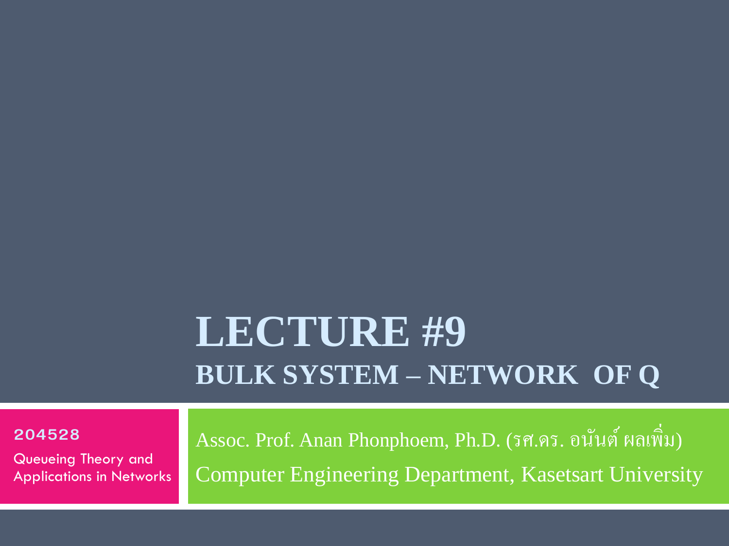# LECTURE #9

## BULK SYSTEM – NETWORK OF Q

**204528**

Queueing Theory and Applications in Networks

Assoc. Prof. Anan Phonphoem, Ph.D. (รศ.ดร. อนันต์ ผลเพิ่ม)

Computer Engineering Department, Kasetsart University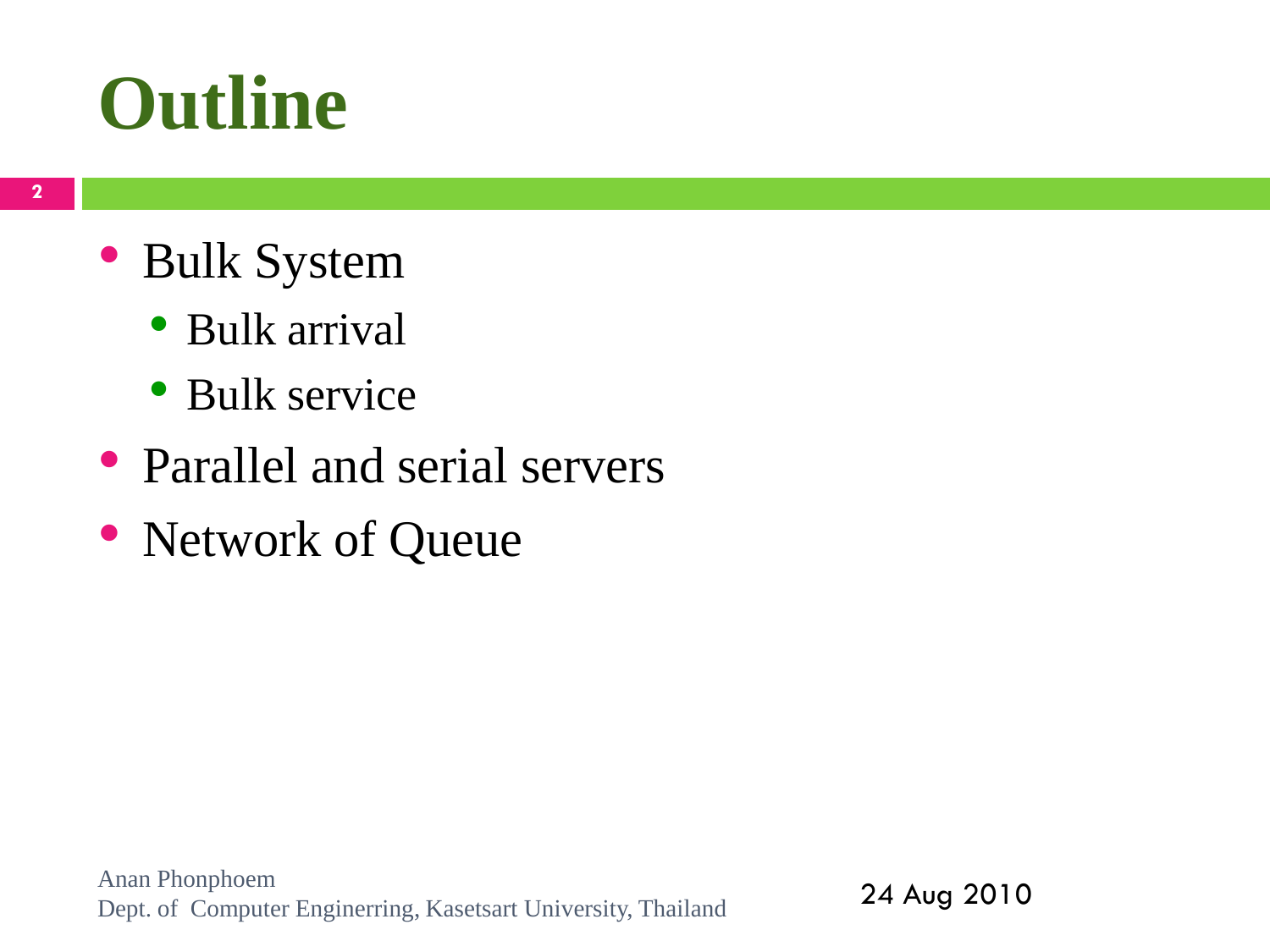# Outline

- Bulk System
  - Bulk arrival
  - Bulk service
- Parallel and serial servers
- Network of Queue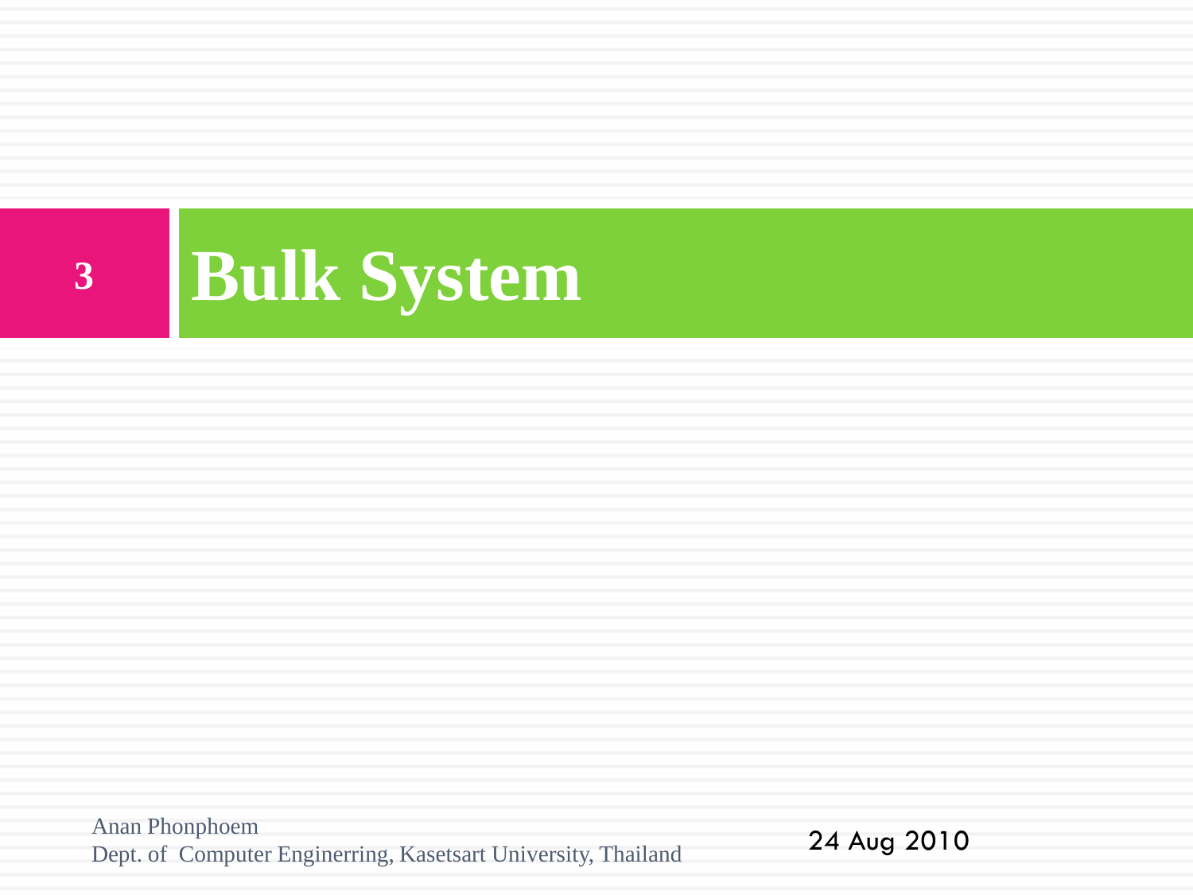# Bulk System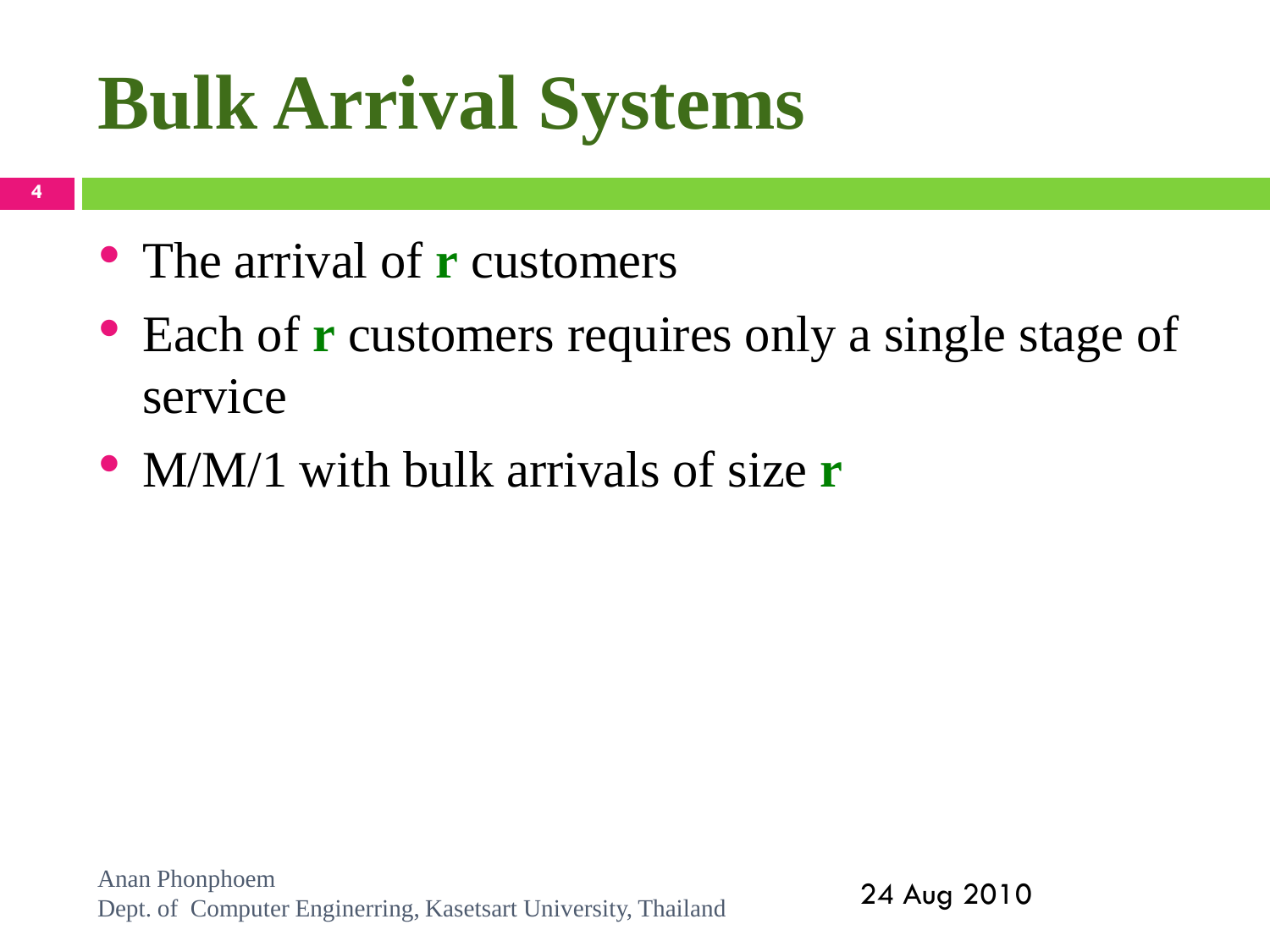# Bulk Arrival Systems

- The arrival of **r** customers
- Each of **r** customers requires only a single stage of service
- M/M/1 with bulk arrivals of size **r**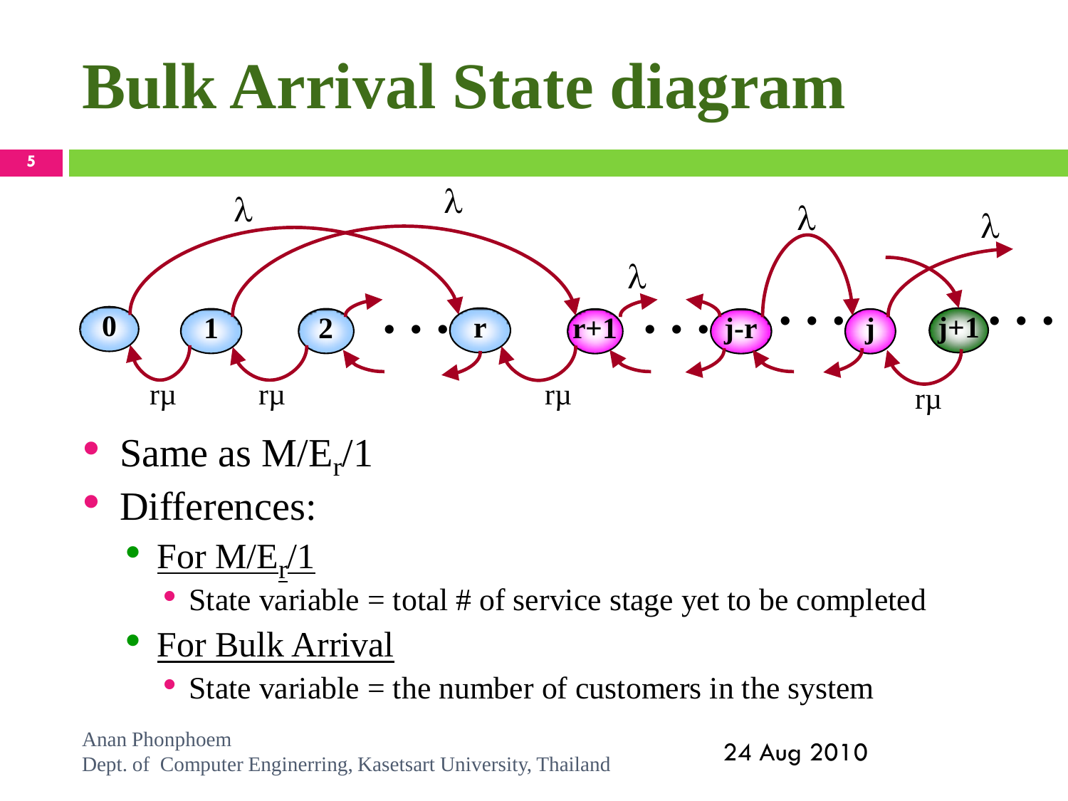# Bulk Arrival State diagram

- Same as $M/E_r/1$
- Differences:
  - For $M/E_r/1$
    - State variable = total # of service stage yet to be completed
  - For Bulk Arrival
    - State variable = the number of customers in the system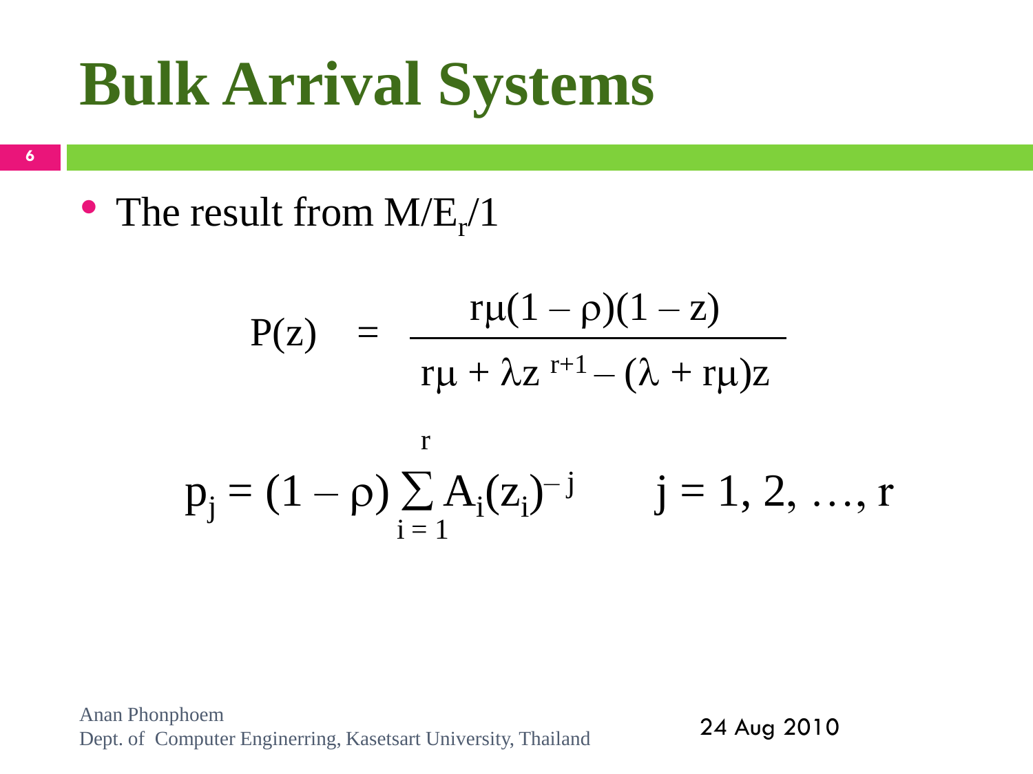# Bulk Arrival Systems

- The result from $M/E_r/1$

$$P(z) = \frac{r\mu(1-\rho)(1-z)}{r\mu + \lambda z^{r+1} - (\lambda + r\mu)z}$$

$$p_j = (1-\rho)\sum_{i=1}^{r} A_i(z_i)^{-j} \qquad j = 1, 2, \ldots, r$$

Anan Phonphoem
Dept. of Computer Enginerring, Kasetsart University, Thailand

24 Aug 2010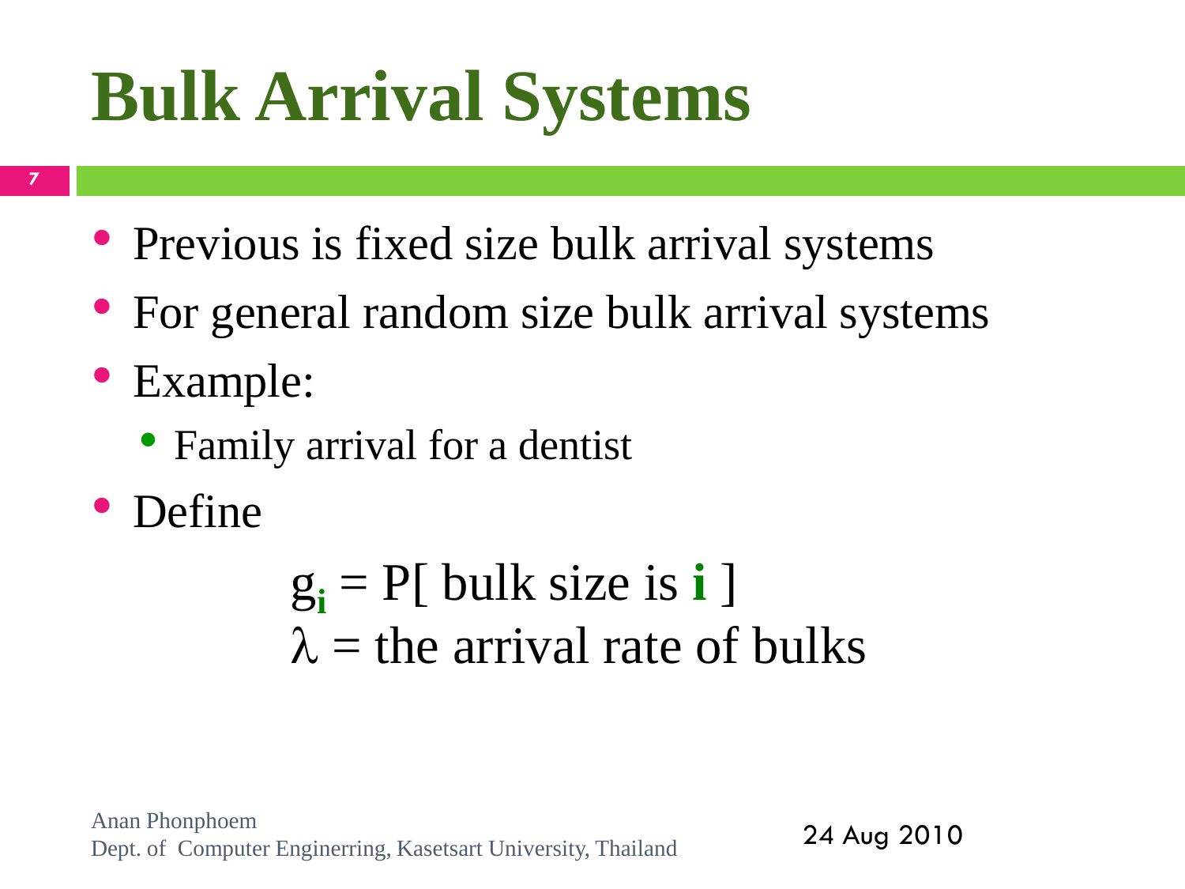# Bulk Arrival Systems

- Previous is fixed size bulk arrival systems
- For general random size bulk arrival systems
- Example:
  - Family arrival for a dentist
- Define

$$g_i = P[\text{ bulk size is } i \text{ }]$$

$$\lambda = \text{the arrival rate of bulks}$$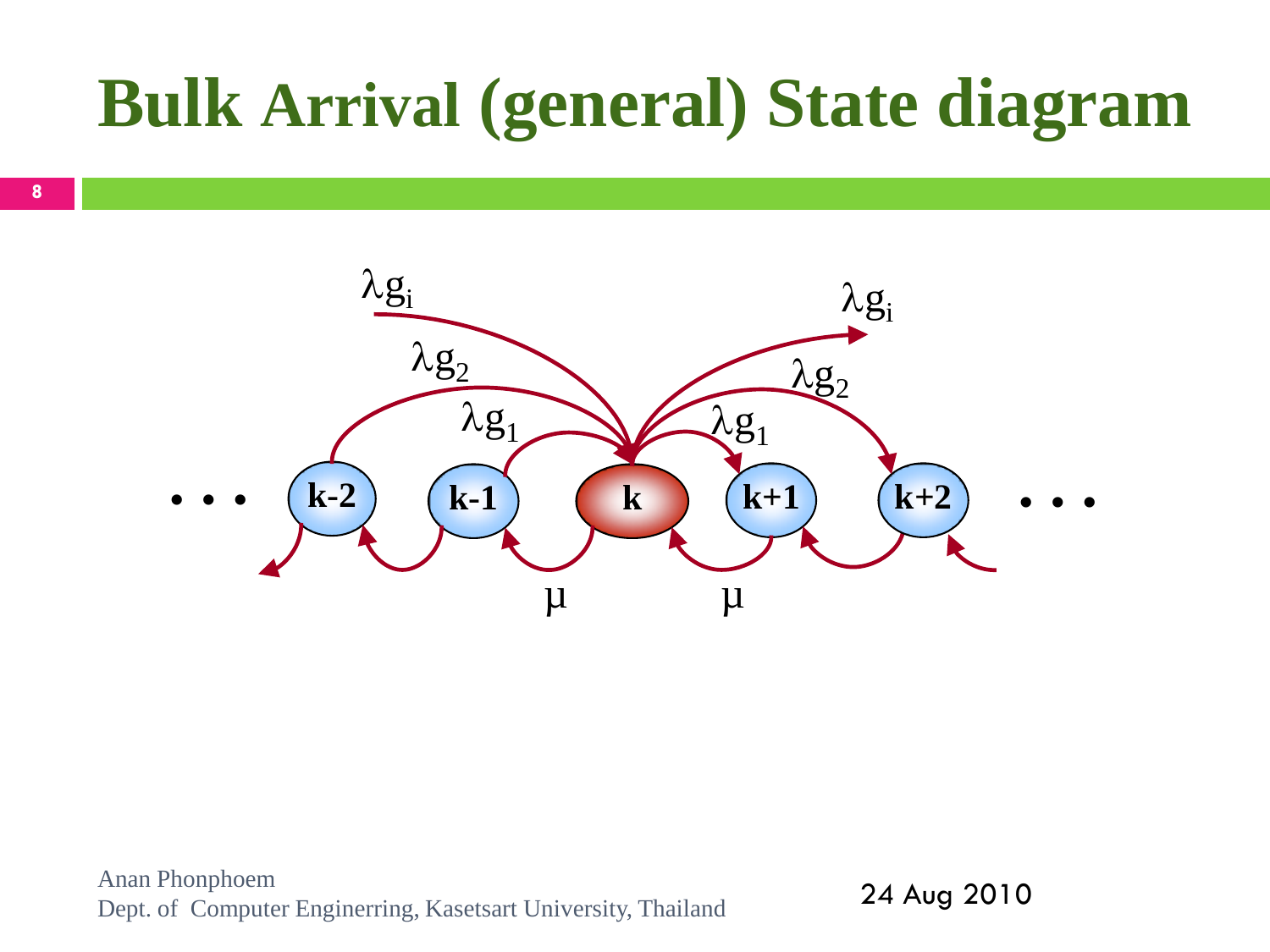# Bulk Arrival (general) State diagram

$\lambda g_i$ $\lambda g_2$ $\lambda g_1$ $\lambda g_1$ $\lambda g_2$ $\lambda g_i$

• • • k-2 k-1 k k+1 k+2 • • •

$\mu$ $\mu$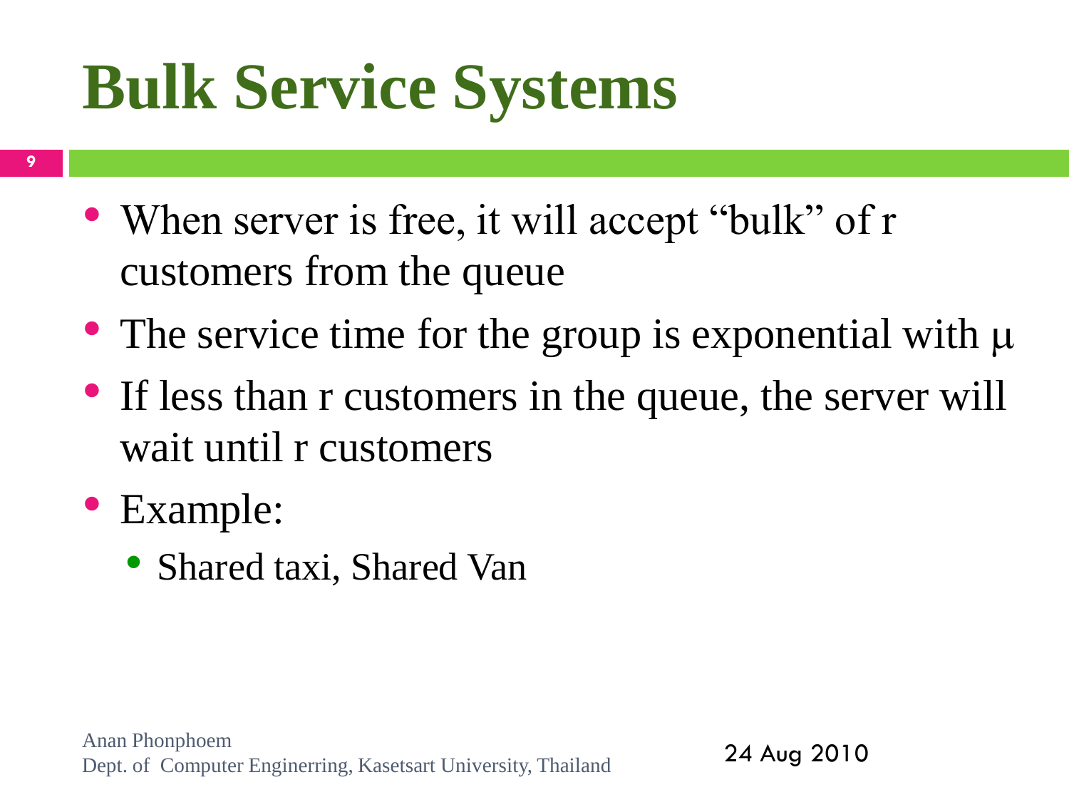# Bulk Service Systems

- When server is free, it will accept "bulk" of r customers from the queue
- The service time for the group is exponential with $\mu$
- If less than r customers in the queue, the server will wait until r customers
- Example:
  - Shared taxi, Shared Van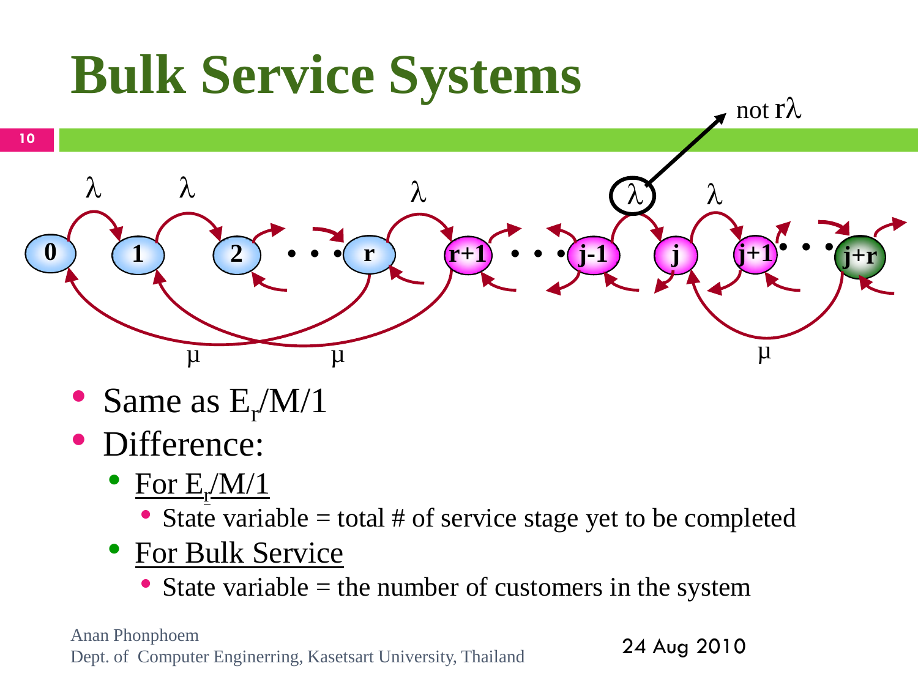# Bulk Service Systems

- Same as $E_r/M/1$
- Difference:
  - For $E_r/M/1$
    - State variable = total # of service stage yet to be completed
  - For Bulk Service
    - State variable = the number of customers in the system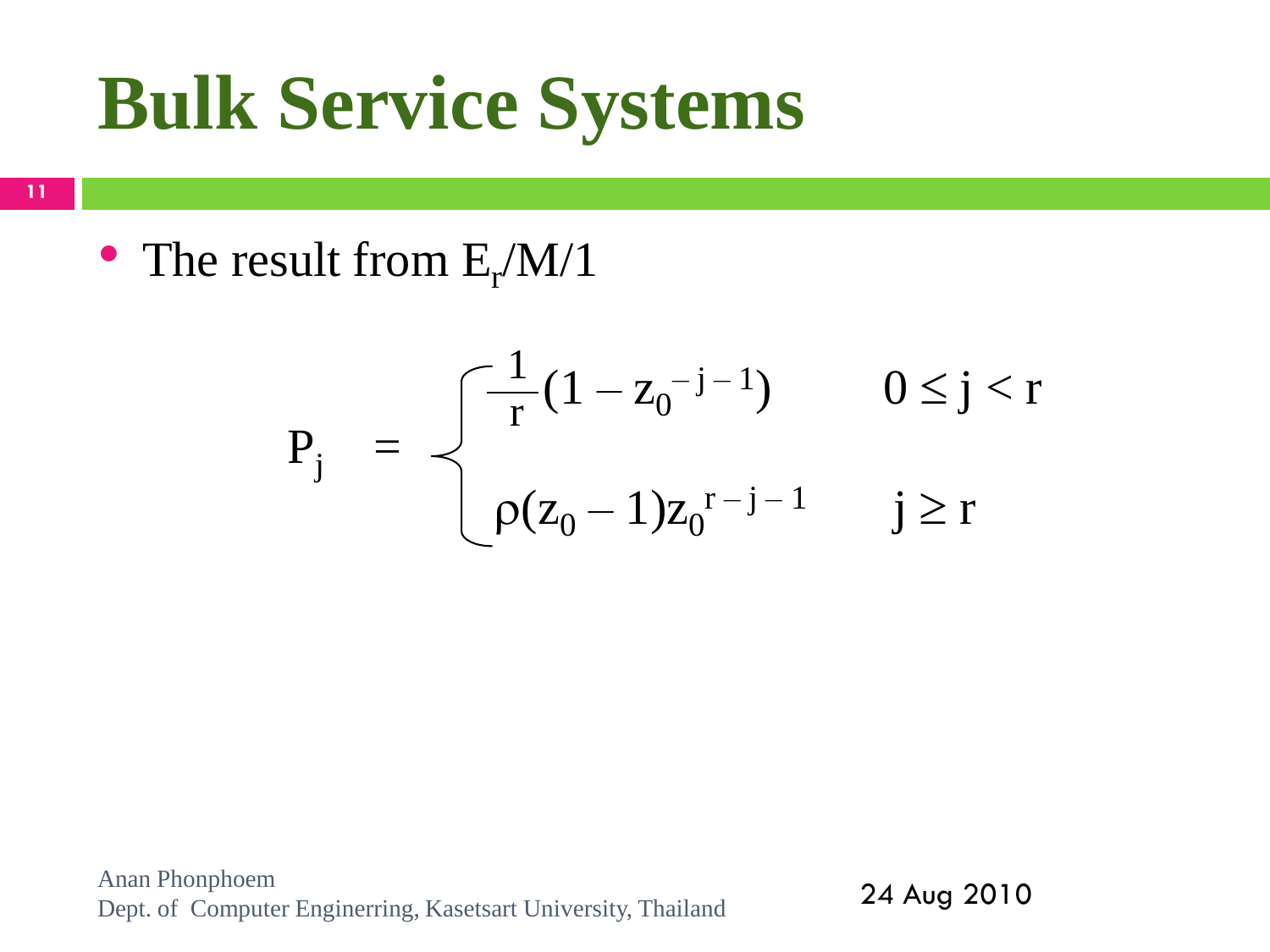# Bulk Service Systems

- The result from $E_r/M/1$

$$
P_j = \begin{cases} \frac{1}{r}(1 - z_0^{-j-1}) & 0 \le j < r \\ \rho(z_0 - 1)z_0^{r-j-1} & j \ge r \end{cases}
$$

Anan Phonphoem
Dept. of Computer Enginerring, Kasetsart University, Thailand

24 Aug 2010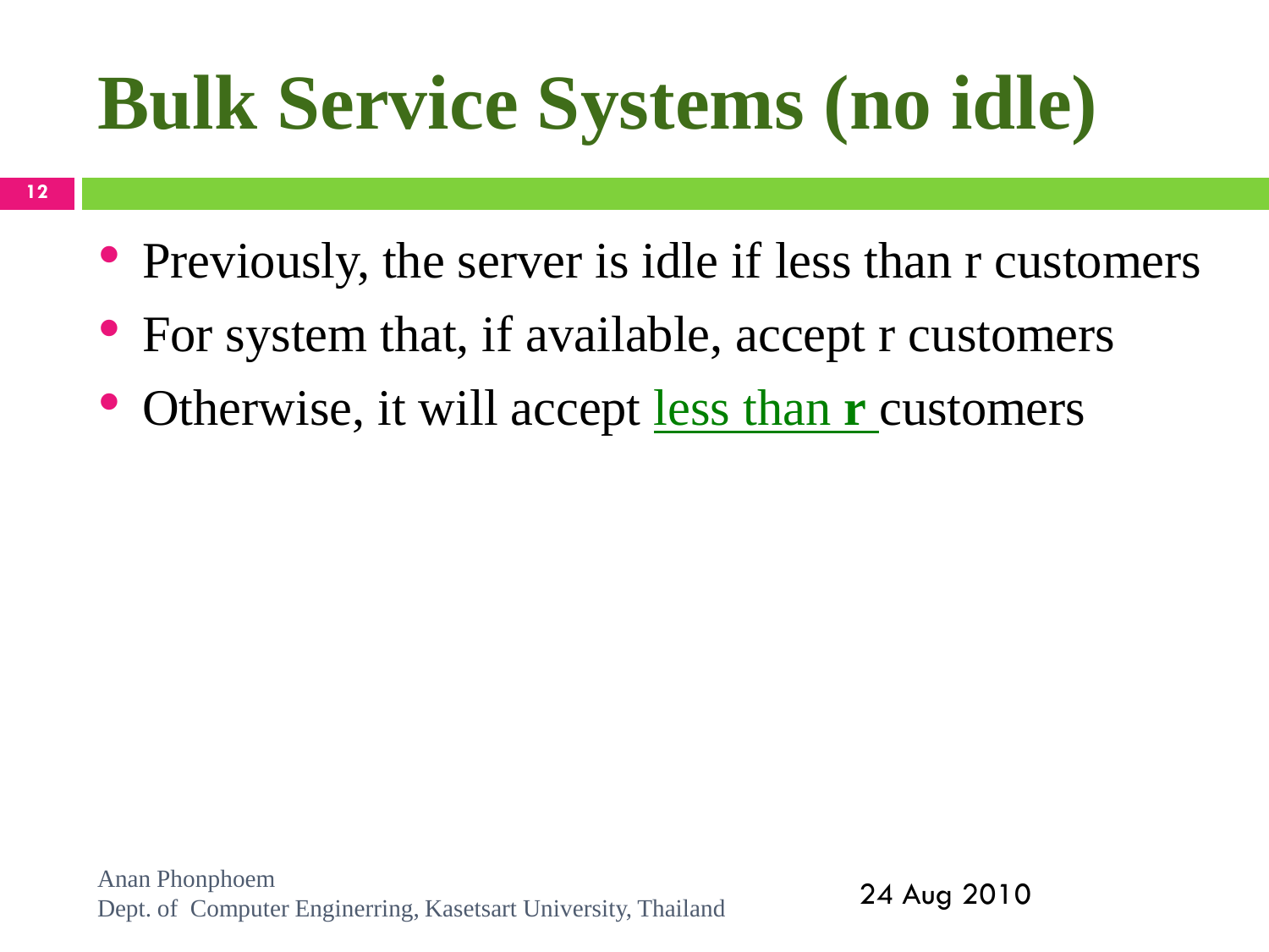# Bulk Service Systems (no idle)

- Previously, the server is idle if less than r customers
- For system that, if available, accept r customers
- Otherwise, it will accept less than **r** customers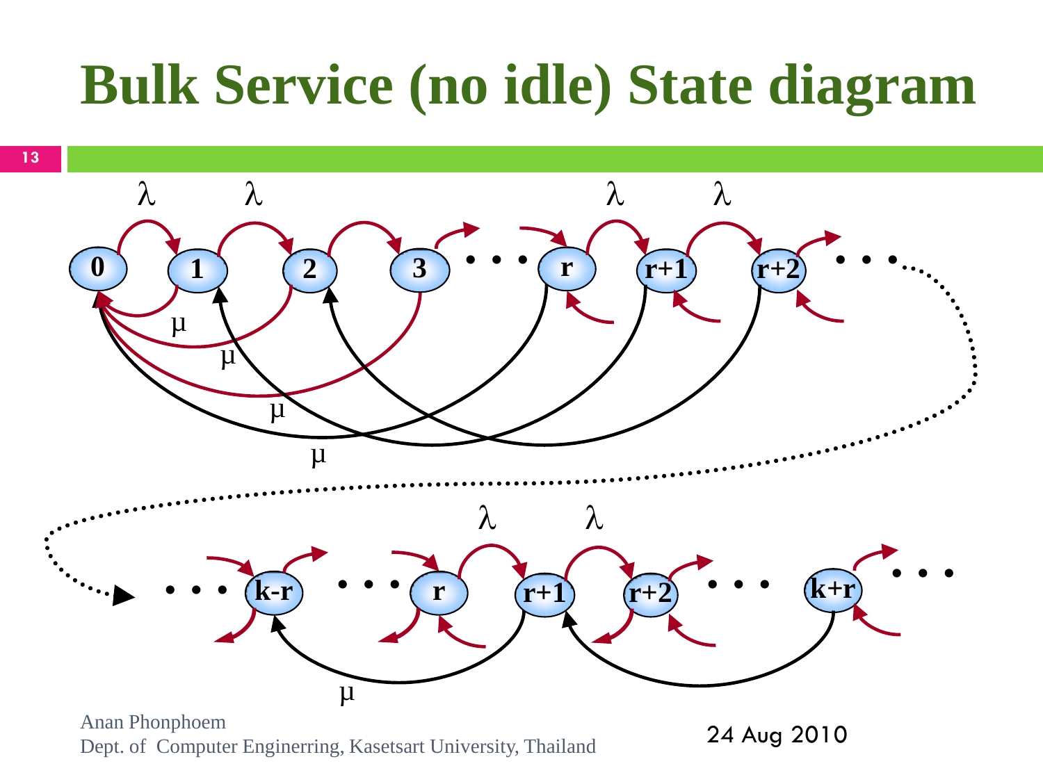# Bulk Service (no idle) State diagram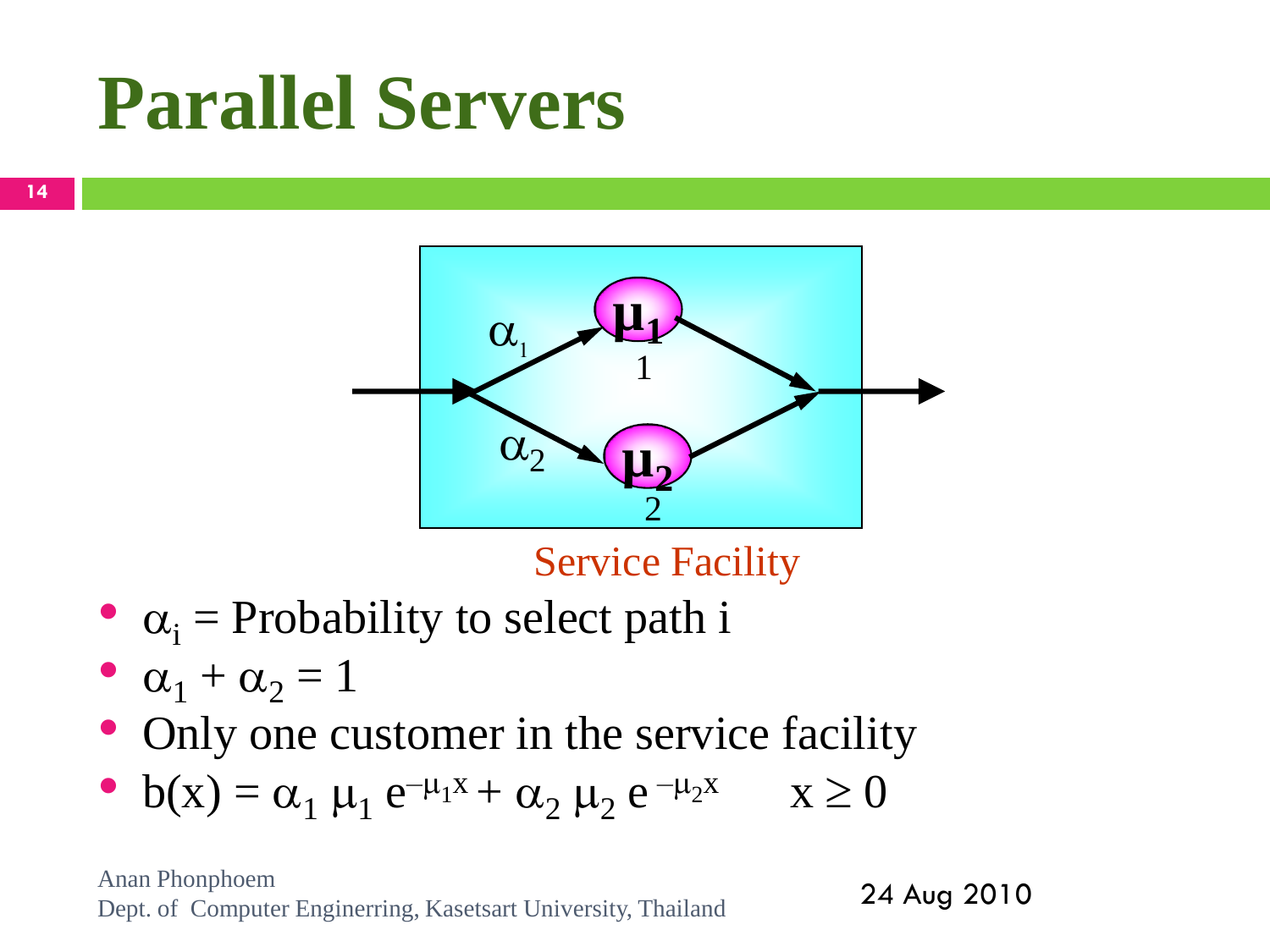# Parallel Servers

Service Facility

- $\alpha_i$ = Probability to select path i
- $\alpha_1 + \alpha_2 = 1$
- Only one customer in the service facility
- $b(x) = \alpha_1 \mu_1 e^{-\mu_1 x} + \alpha_2 \mu_2 e^{-\mu_2 x} \qquad x \geq 0$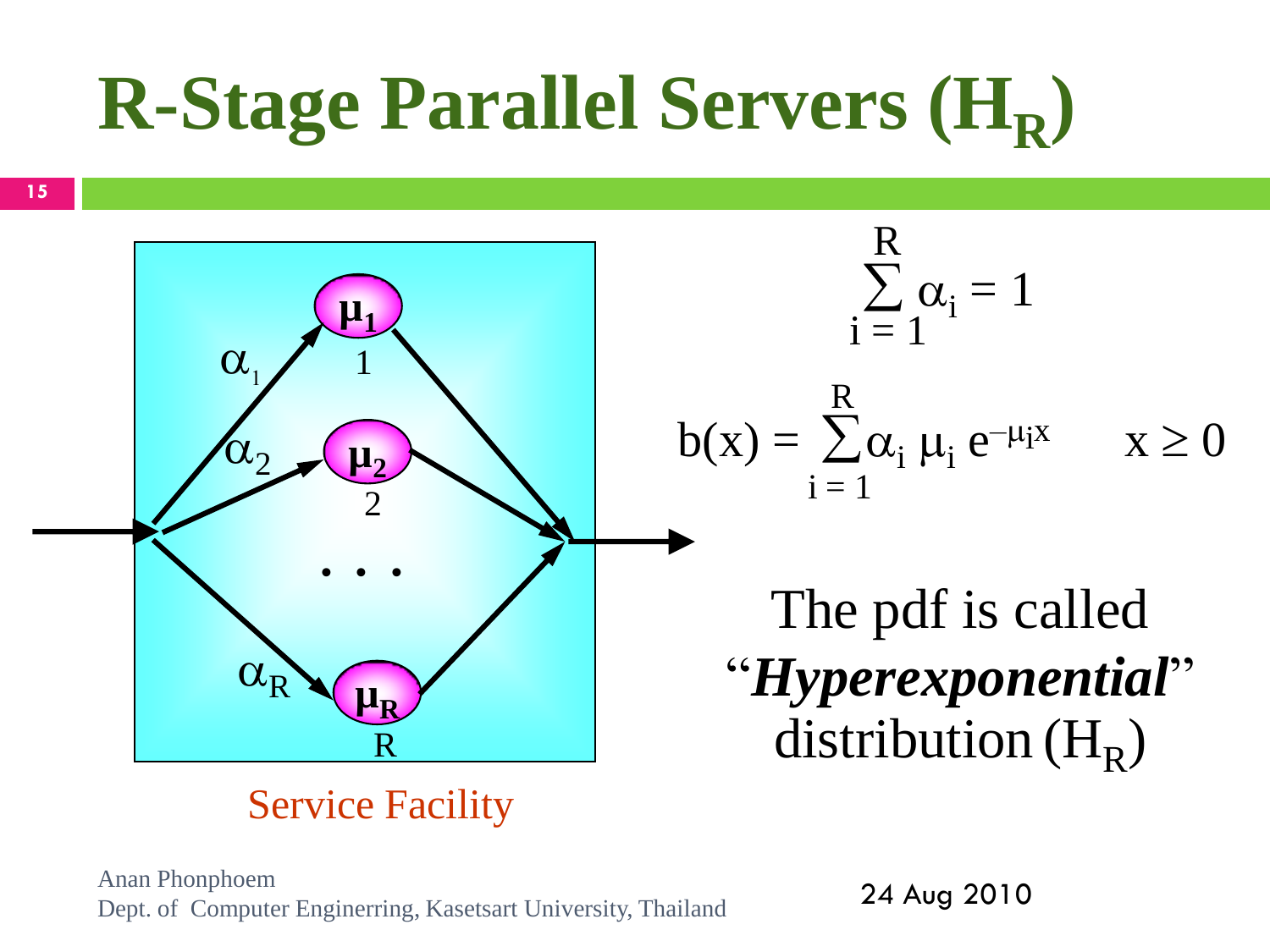# R-Stage Parallel Servers ($H_R$)

Service Facility

$$\sum_{i=1}^{R} \alpha_i = 1$$

$$b(x) = \sum_{i=1}^{R} \alpha_i \, \mu_i \, e^{-\mu_i x} \qquad x \geq 0$$

The pdf is called "***Hyperexponential***" distribution ($H_R$)

Anan Phonphoem
Dept. of Computer Enginerring, Kasetsart University, Thailand

24 Aug 2010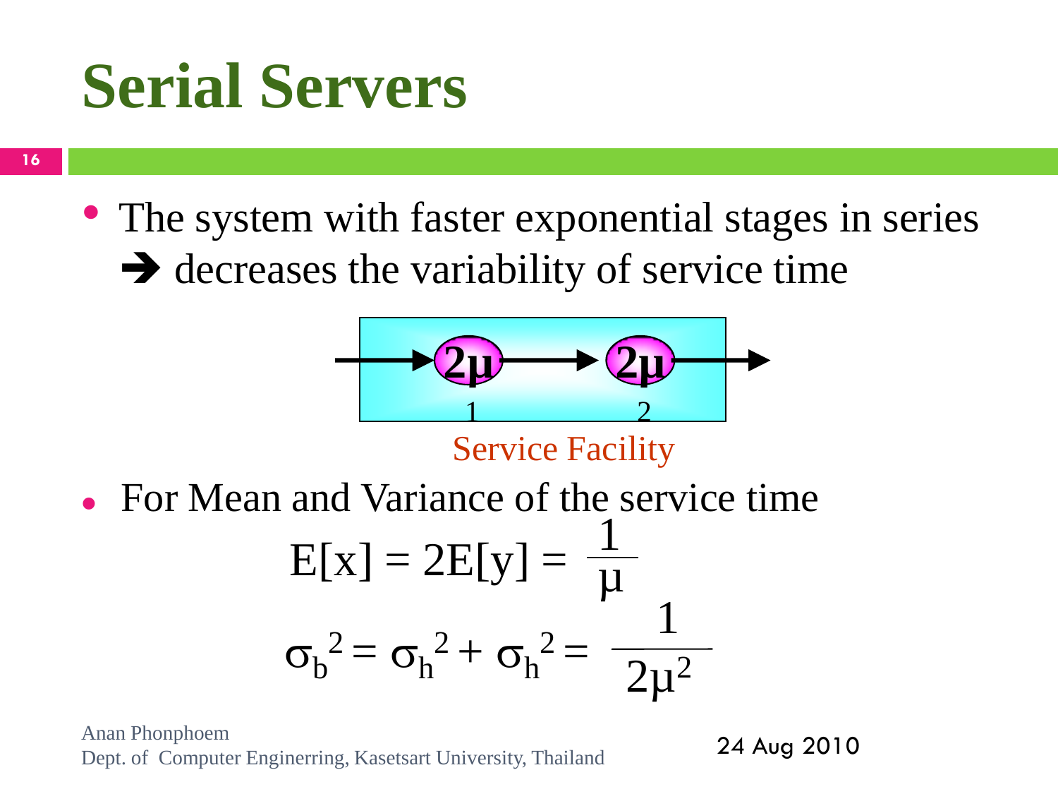# Serial Servers

- The system with faster exponential stages in series ➔ decreases the variability of service time

2μ → 2μ
1 2

Service Facility

- For Mean and Variance of the service time

$$E[x] = 2E[y] = \frac{1}{\mu}$$

$$\sigma_b^2 = \sigma_h^2 + \sigma_h^2 = \frac{1}{2\mu^2}$$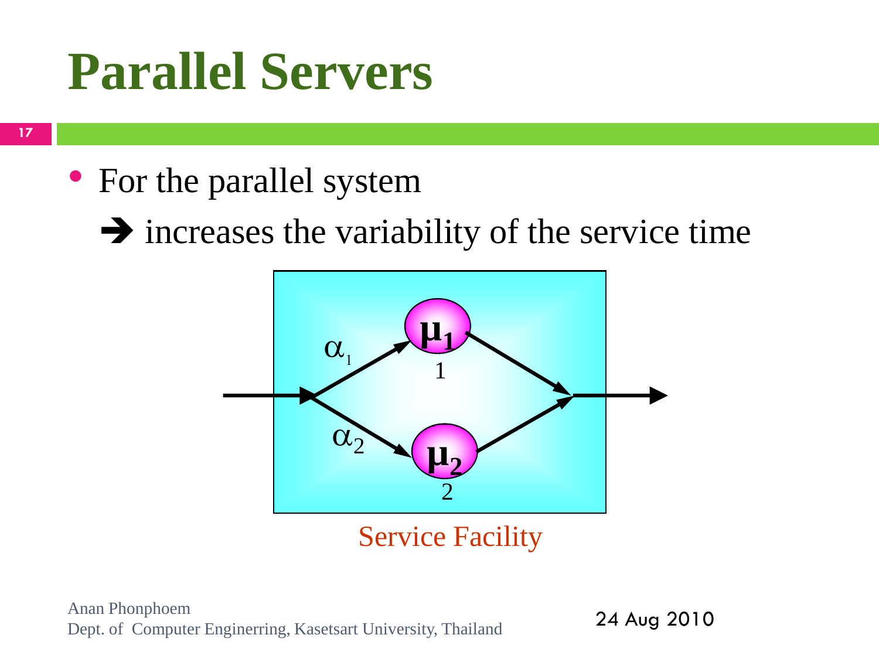# Parallel Servers

- For the parallel system

  ➔ increases the variability of the service time

$\alpha_1$ $\mu_1$ 1

$\alpha_2$ $\mu_2$ 2

Service Facility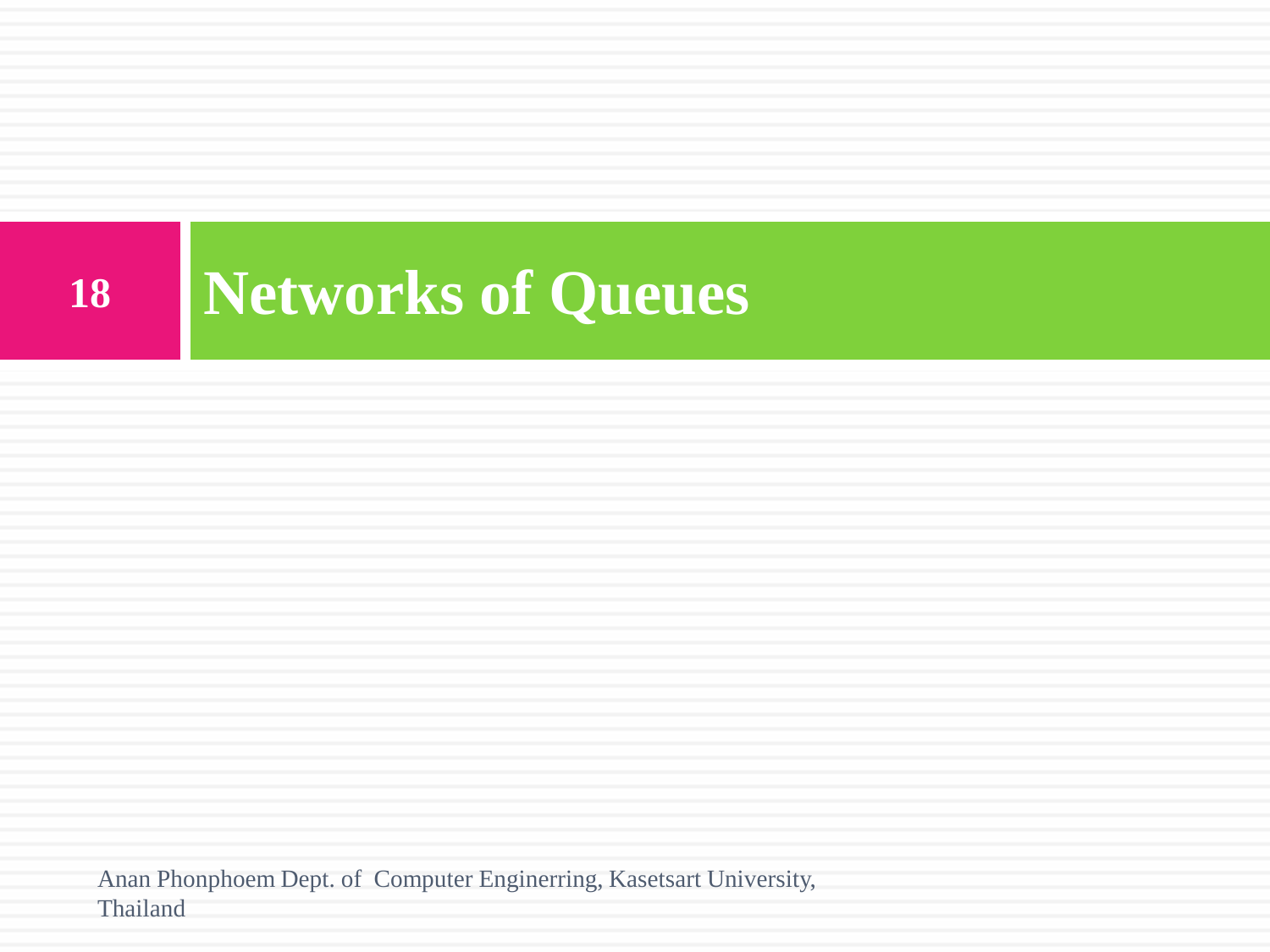# Networks of Queues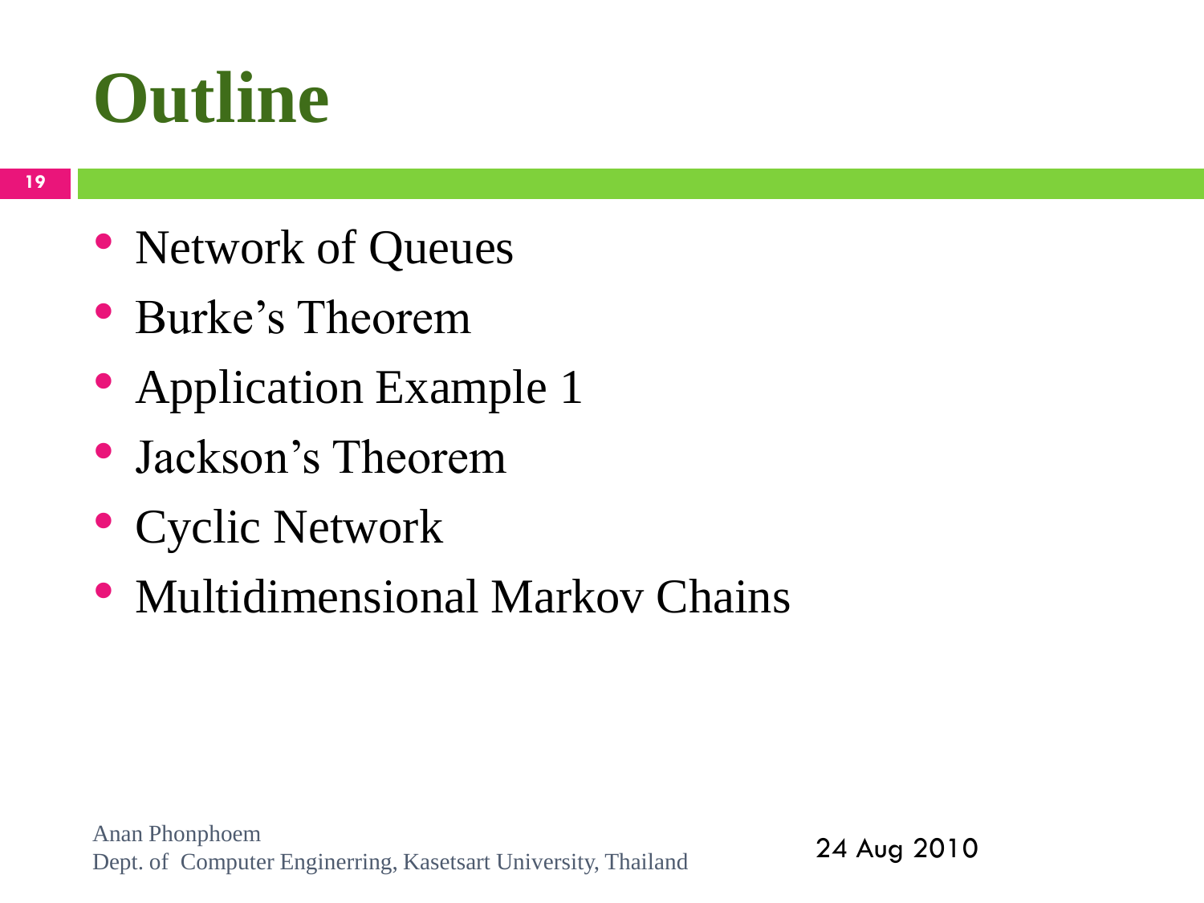# Outline

- Network of Queues
- Burke's Theorem
- Application Example 1
- Jackson's Theorem
- Cyclic Network
- Multidimensional Markov Chains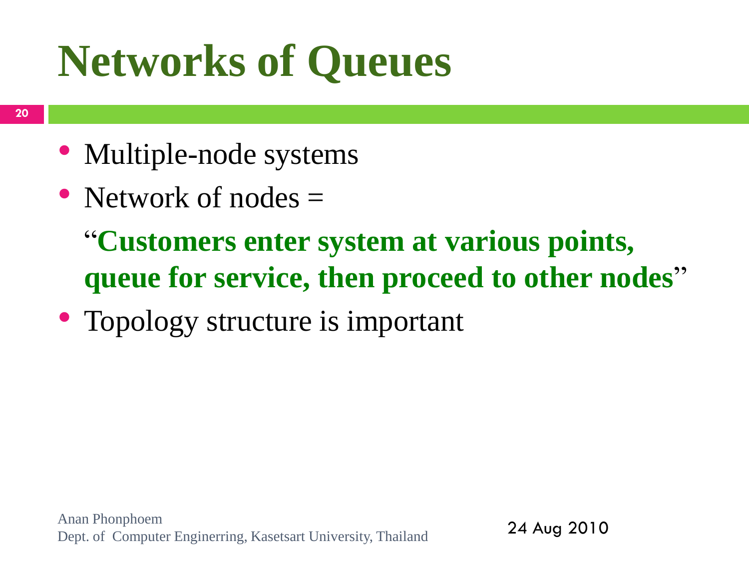# Networks of Queues

- Multiple-node systems
- Network of nodes =

  "**Customers enter system at various points, queue for service, then proceed to other nodes**"
- Topology structure is important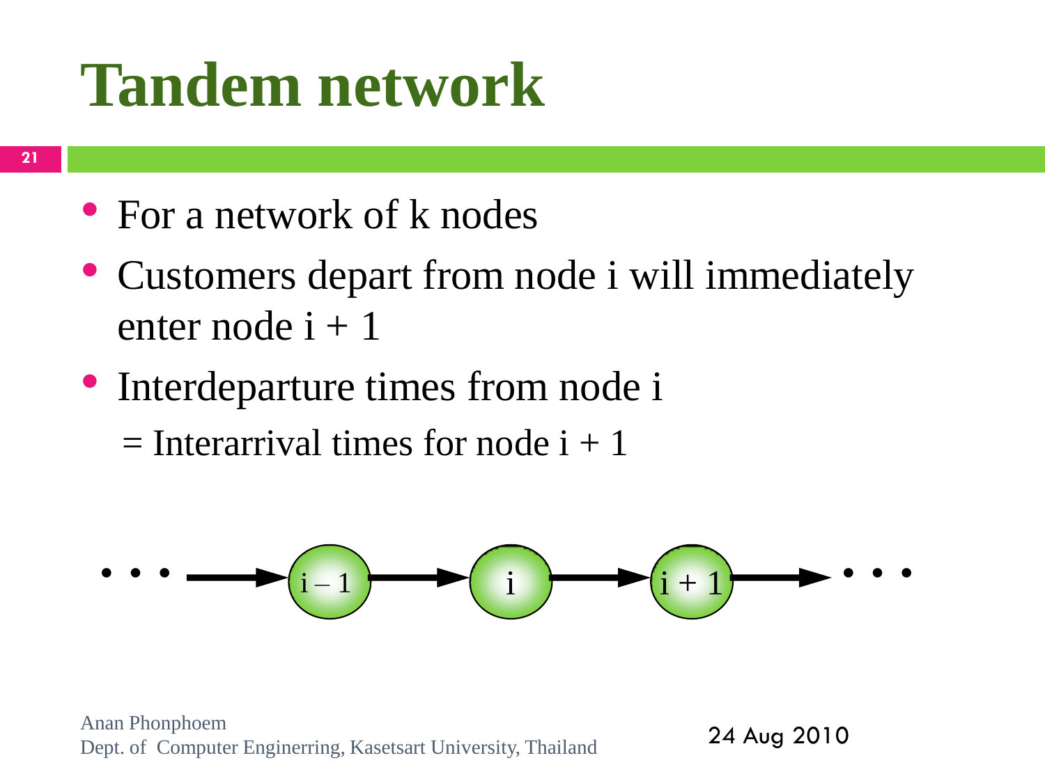# Tandem network

- For a network of k nodes
- Customers depart from node i will immediately enter node i + 1
- Interdeparture times from node i
  = Interarrival times for node i + 1

• • • → i – 1 → i → i + 1 → • • •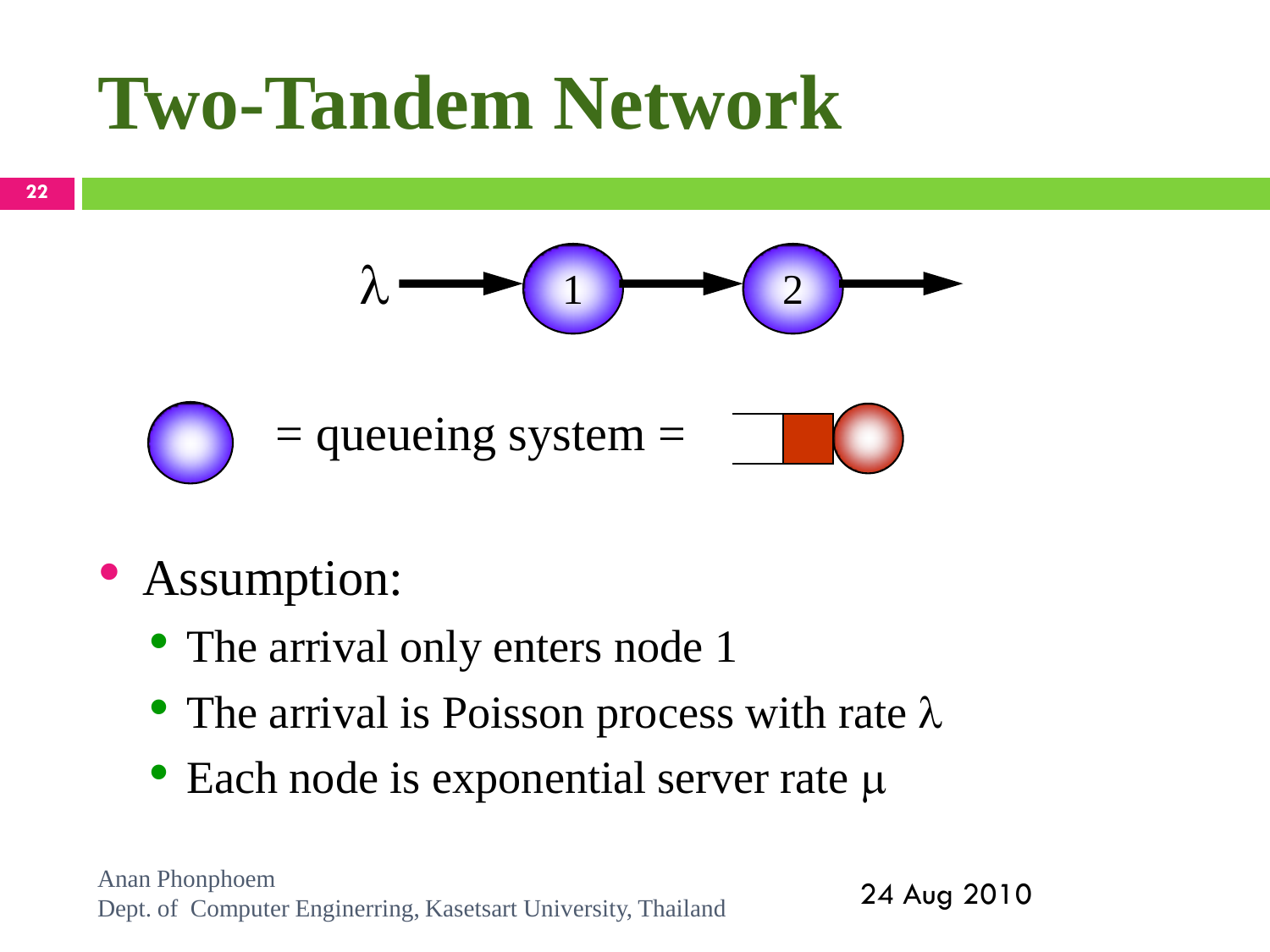# Two-Tandem Network

$\lambda$ → 1 → 2 →

= queueing system =

- Assumption:
  - The arrival only enters node 1
  - The arrival is Poisson process with rate $\lambda$
  - Each node is exponential server rate $\mu$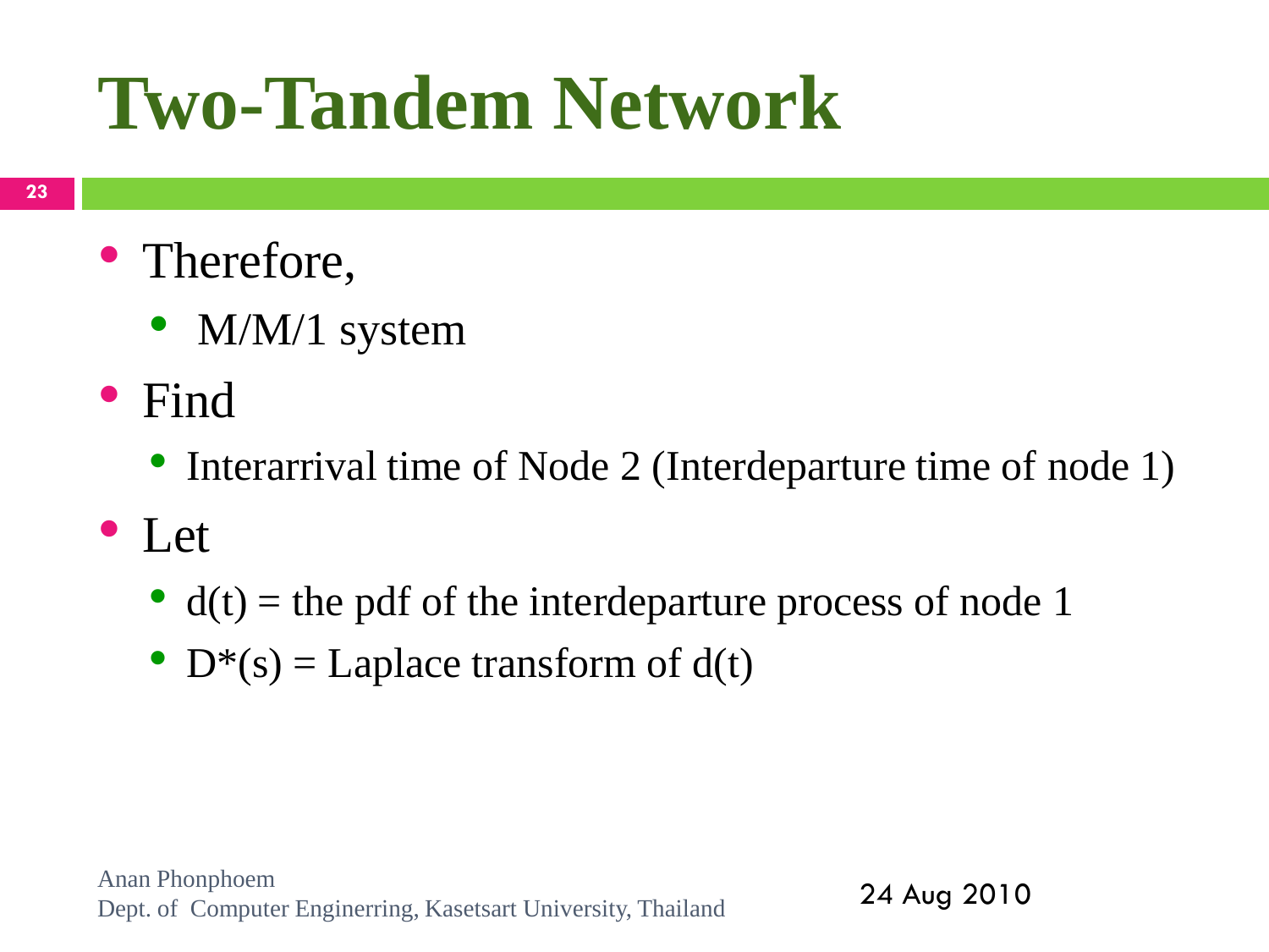# Two-Tandem Network

- Therefore,
  - M/M/1 system
- Find
  - Interarrival time of Node 2 (Interdeparture time of node 1)
- Let
  - $d(t)$ = the pdf of the interdeparture process of node 1
  - $D^*(s)$ = Laplace transform of $d(t)$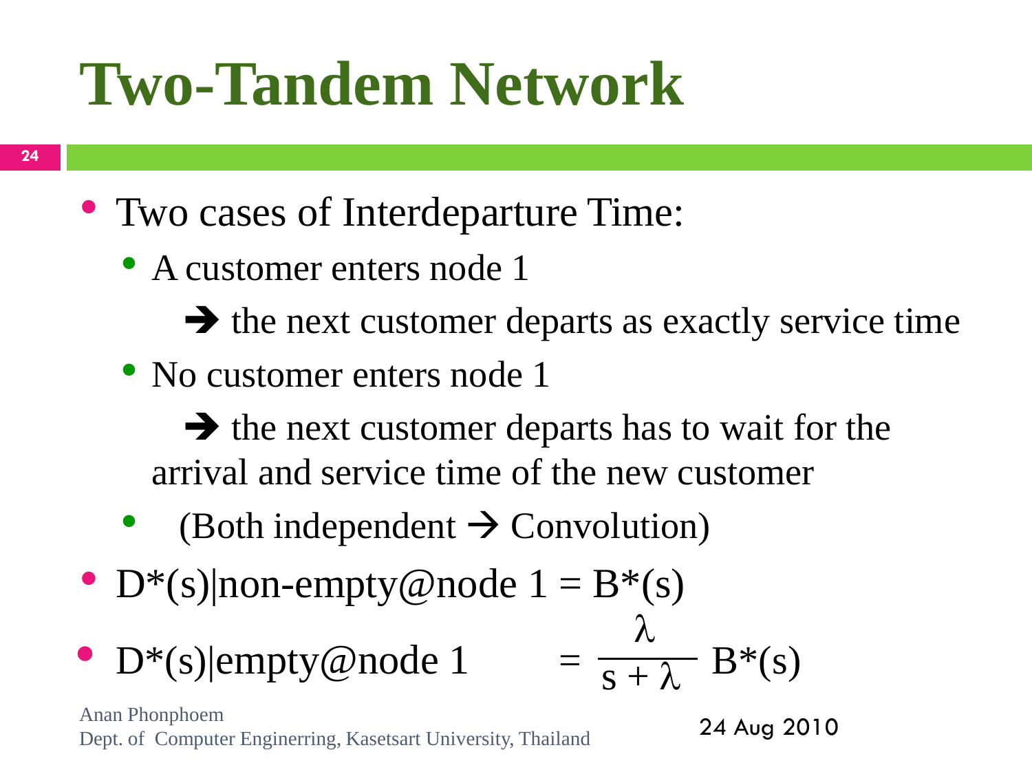# Two-Tandem Network

- Two cases of Interdeparture Time:
  - A customer enters node 1

    → the next customer departs as exactly service time
  - No customer enters node 1

    → the next customer departs has to wait for the arrival and service time of the new customer
  - (Both independent → Convolution)
- $D^*(s)|\text{non-empty@node 1} = B^*(s)$
- $D^*(s)|\text{empty@node 1} = \dfrac{\lambda}{s + \lambda} B^*(s)$

Anan Phonphoem
Dept. of Computer Enginerring, Kasetsart University, Thailand

24 Aug 2010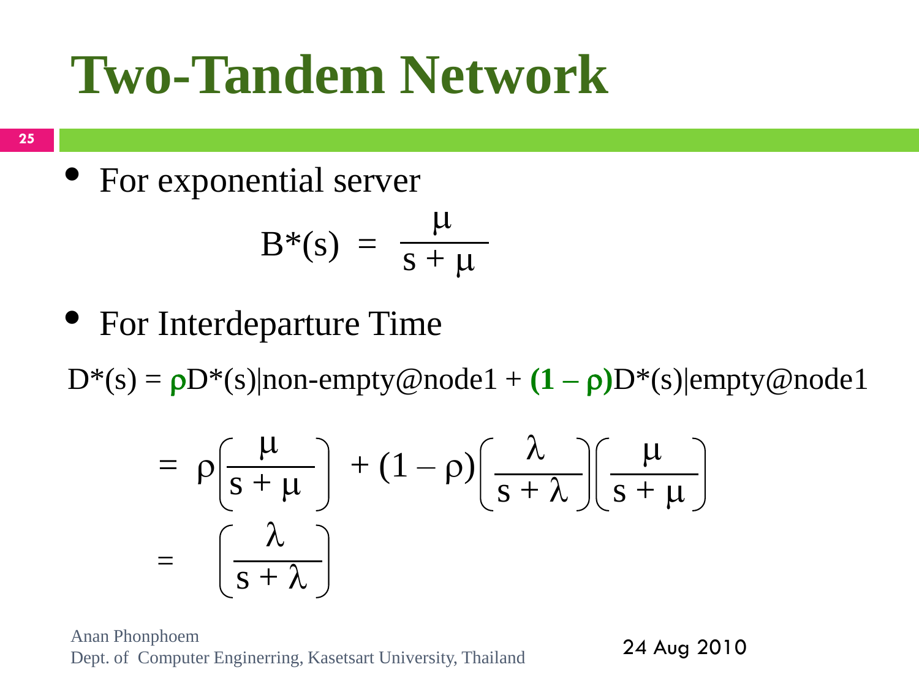# Two-Tandem Network

- For exponential server

$$B^*(s) = \frac{\mu}{s + \mu}$$

- For Interdeparture Time

$D^*(s) = \rho D^*(s)|\text{non-empty@node1} + \mathbf{(1 - \rho)} D^*(s)|\text{empty@node1}$

$$= \rho\left(\frac{\mu}{s + \mu}\right) + (1 - \rho)\left(\frac{\lambda}{s + \lambda}\right)\left(\frac{\mu}{s + \mu}\right)$$

$$= \left(\frac{\lambda}{s + \lambda}\right)$$

Anan Phonphoem
Dept. of Computer Enginerring, Kasetsart University, Thailand

24 Aug 2010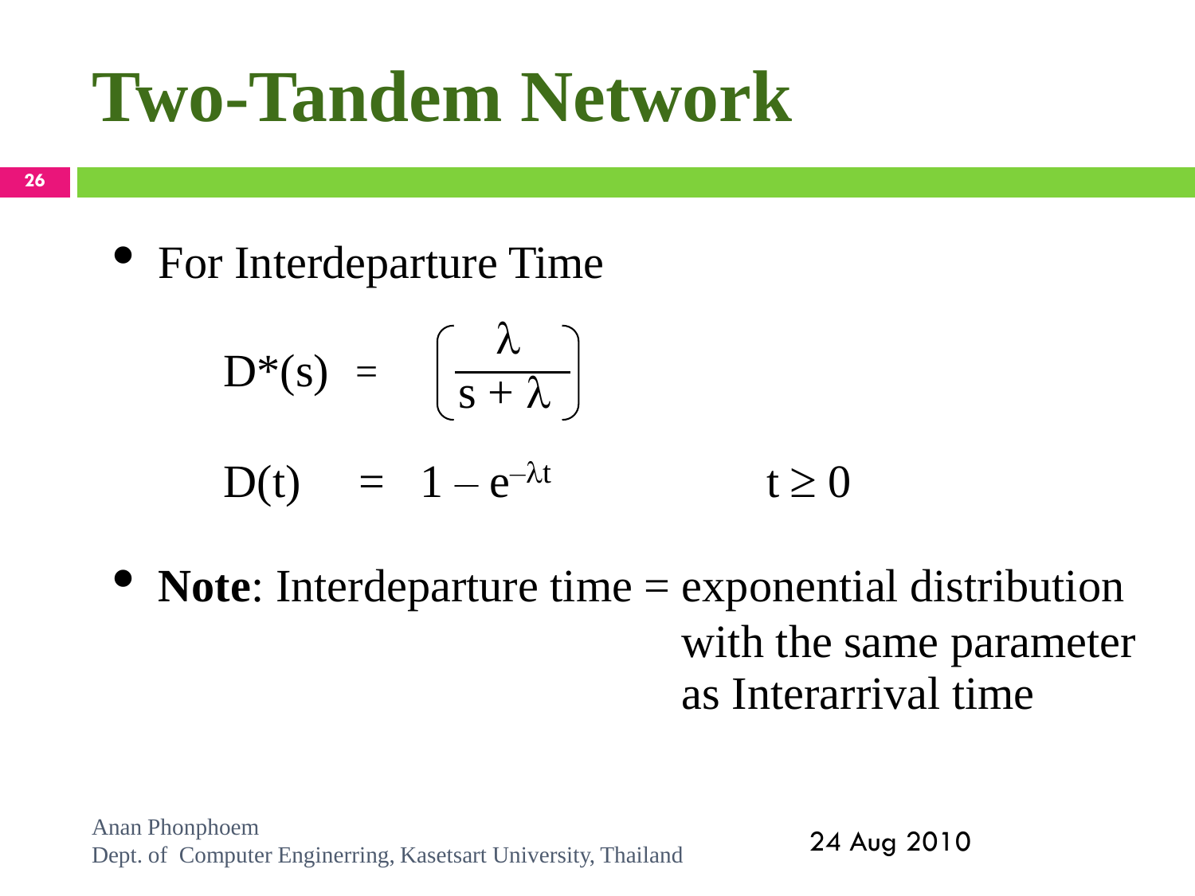# Two-Tandem Network

- For Interdeparture Time

$$D^*(s) = \left(\frac{\lambda}{s + \lambda}\right)$$

$$D(t) = 1 - e^{-\lambda t} \qquad t \geq 0$$

- **Note**: Interdeparture time = exponential distribution with the same parameter as Interarrival time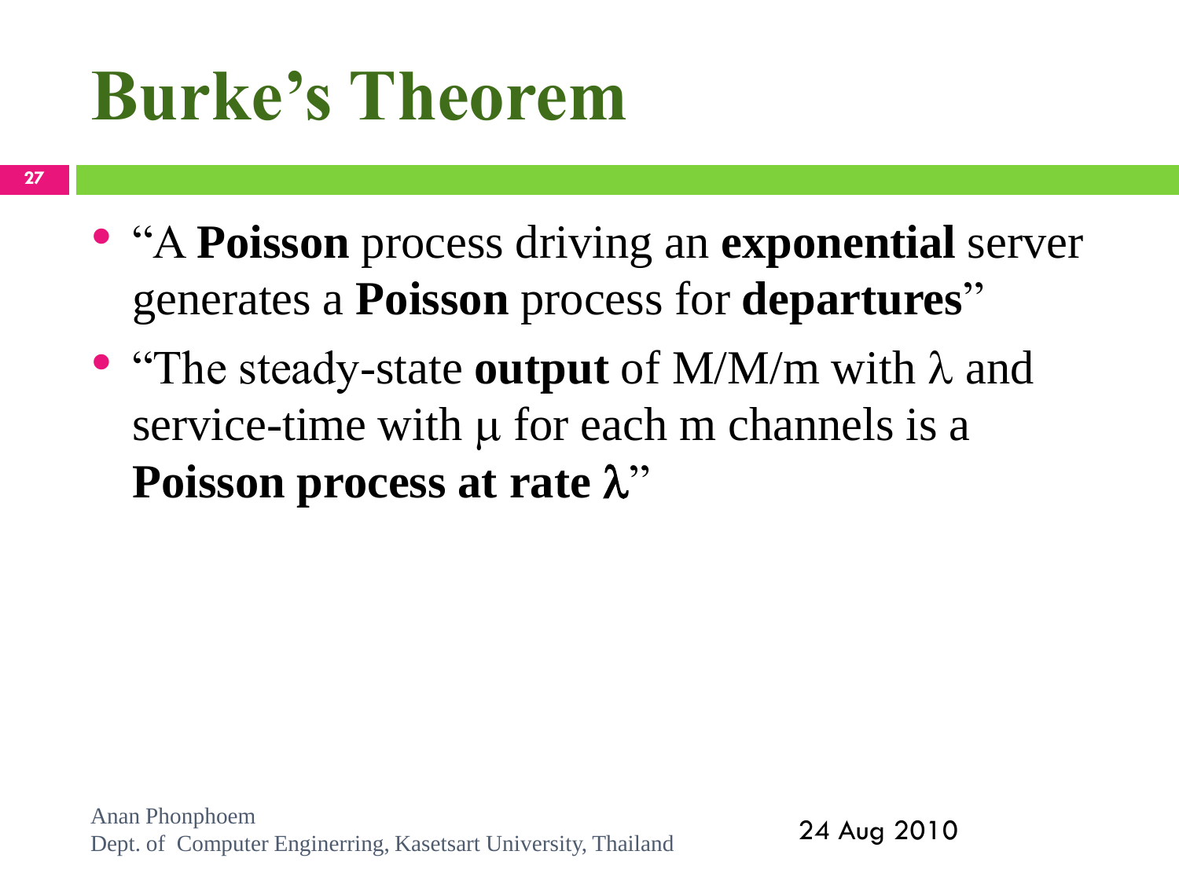# Burke's Theorem

- "A **Poisson** process driving an **exponential** server generates a **Poisson** process for **departures**"
- "The steady-state **output** of M/M/m with $\lambda$ and service-time with $\mu$ for each m channels is a **Poisson process at rate $\lambda$**"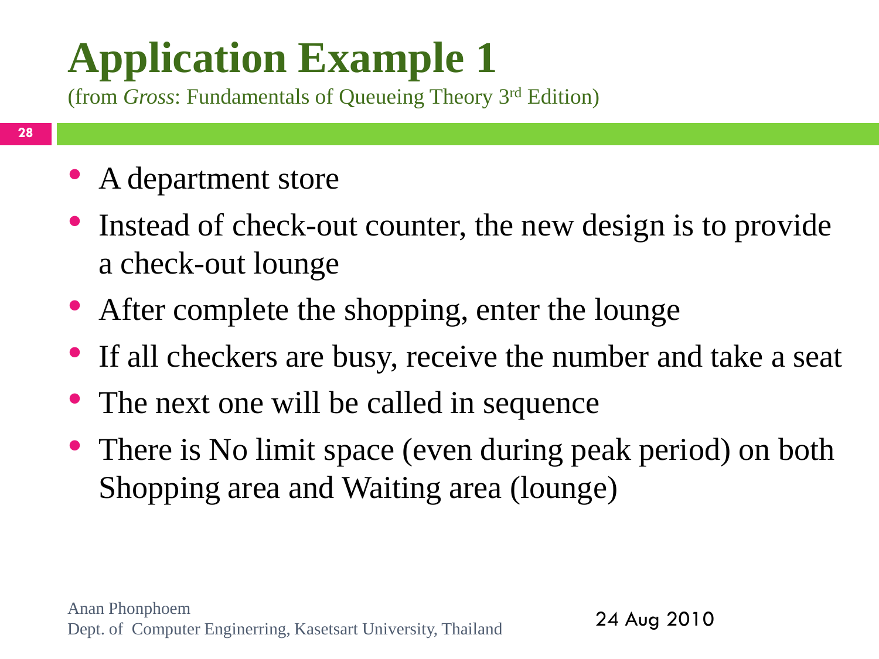# Application Example 1

(from *Gross*: Fundamentals of Queueing Theory 3rd Edition)

- A department store
- Instead of check-out counter, the new design is to provide a check-out lounge
- After complete the shopping, enter the lounge
- If all checkers are busy, receive the number and take a seat
- The next one will be called in sequence
- There is No limit space (even during peak period) on both Shopping area and Waiting area (lounge)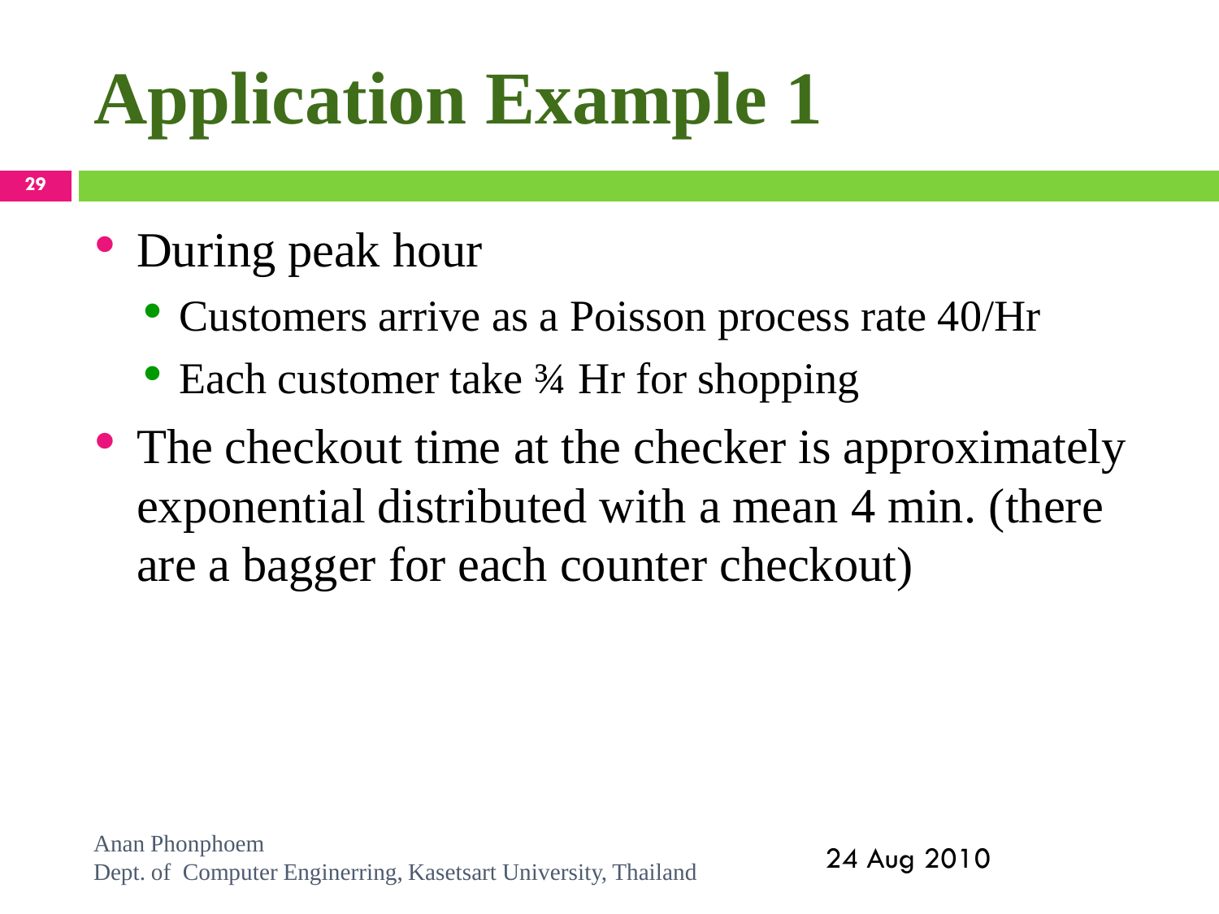# Application Example 1

- During peak hour
  - Customers arrive as a Poisson process rate 40/Hr
  - Each customer take ¾ Hr for shopping
- The checkout time at the checker is approximately exponential distributed with a mean 4 min. (there are a bagger for each counter checkout)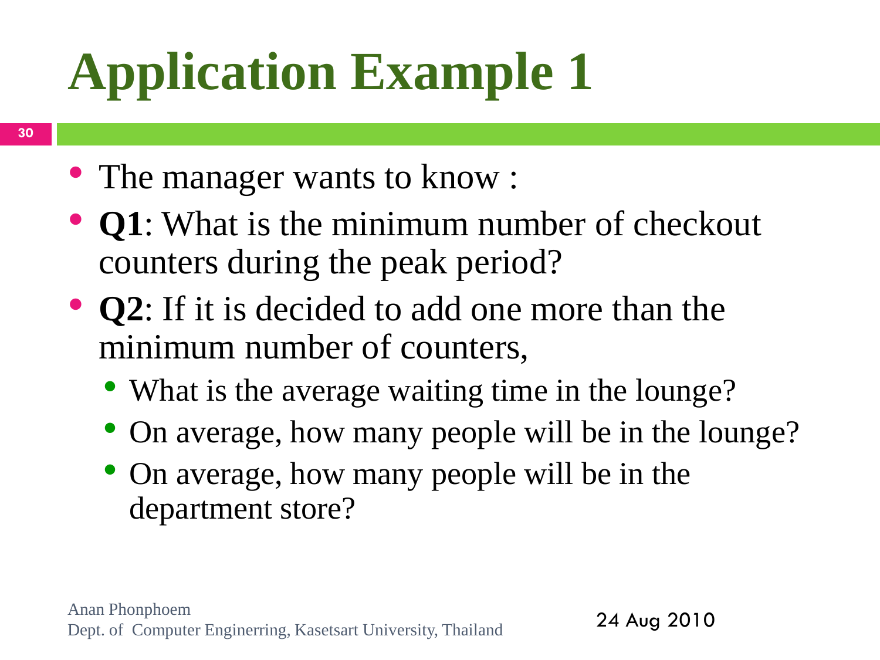# Application Example 1

- The manager wants to know :
- **Q1**: What is the minimum number of checkout counters during the peak period?
- **Q2**: If it is decided to add one more than the minimum number of counters,
  - What is the average waiting time in the lounge?
  - On average, how many people will be in the lounge?
  - On average, how many people will be in the department store?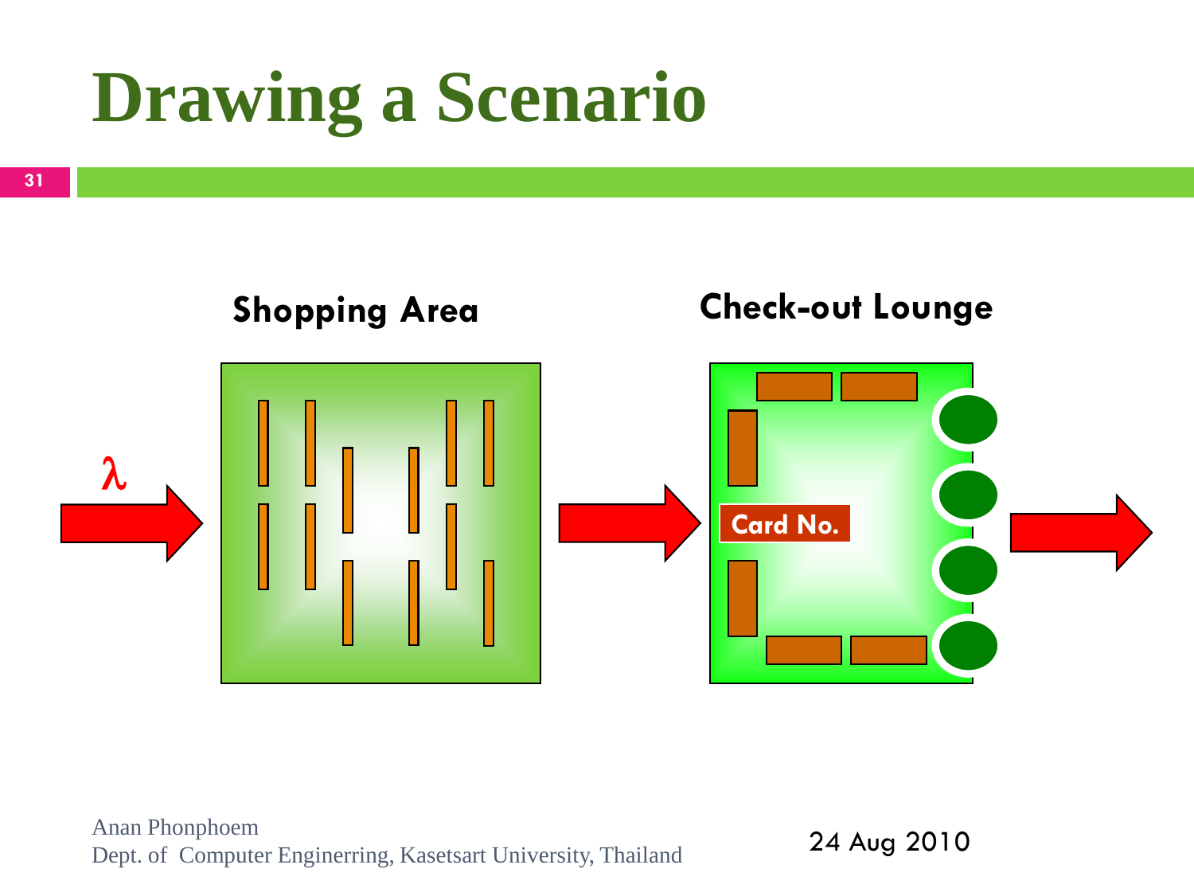# Drawing a Scenario

**Shopping Area**

**Check-out Lounge**

$\lambda$

**Card No.**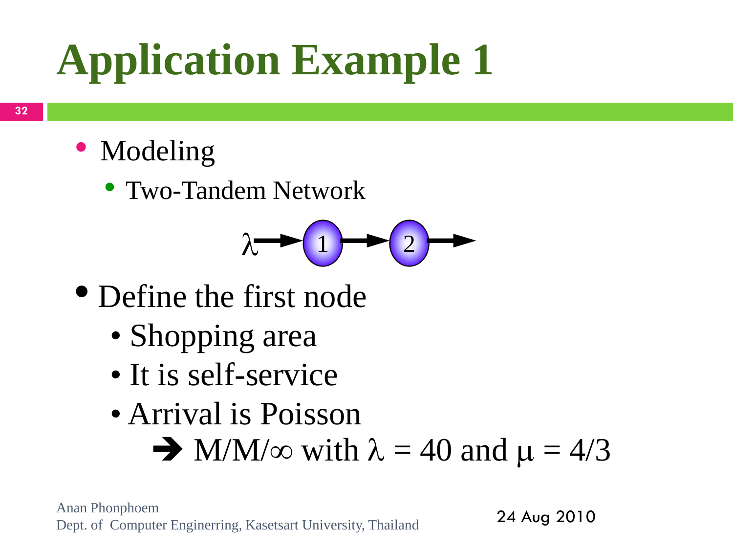# Application Example 1

- Modeling
  - Two-Tandem Network

$\lambda \rightarrow (1) \rightarrow (2) \rightarrow$

- Define the first node
  - Shopping area
  - It is self-service
  - Arrival is Poisson

    ➔ M/M/$\infty$ with $\lambda = 40$ and $\mu = 4/3$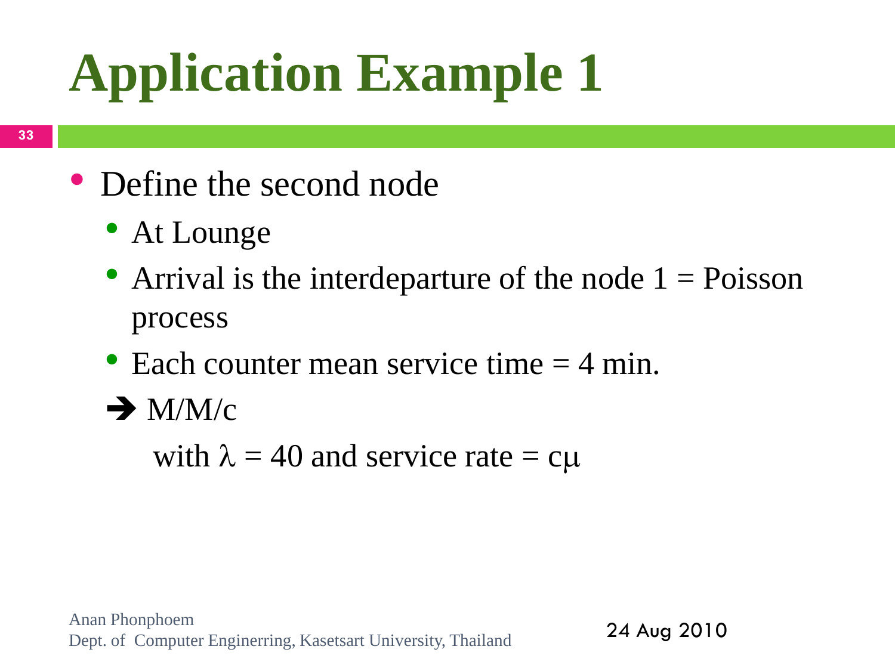# Application Example 1

- Define the second node
  - At Lounge
  - Arrival is the interdeparture of the node 1 = Poisson process
  - Each counter mean service time = 4 min.

  ➔ M/M/c

  with $\lambda = 40$ and service rate = $c\mu$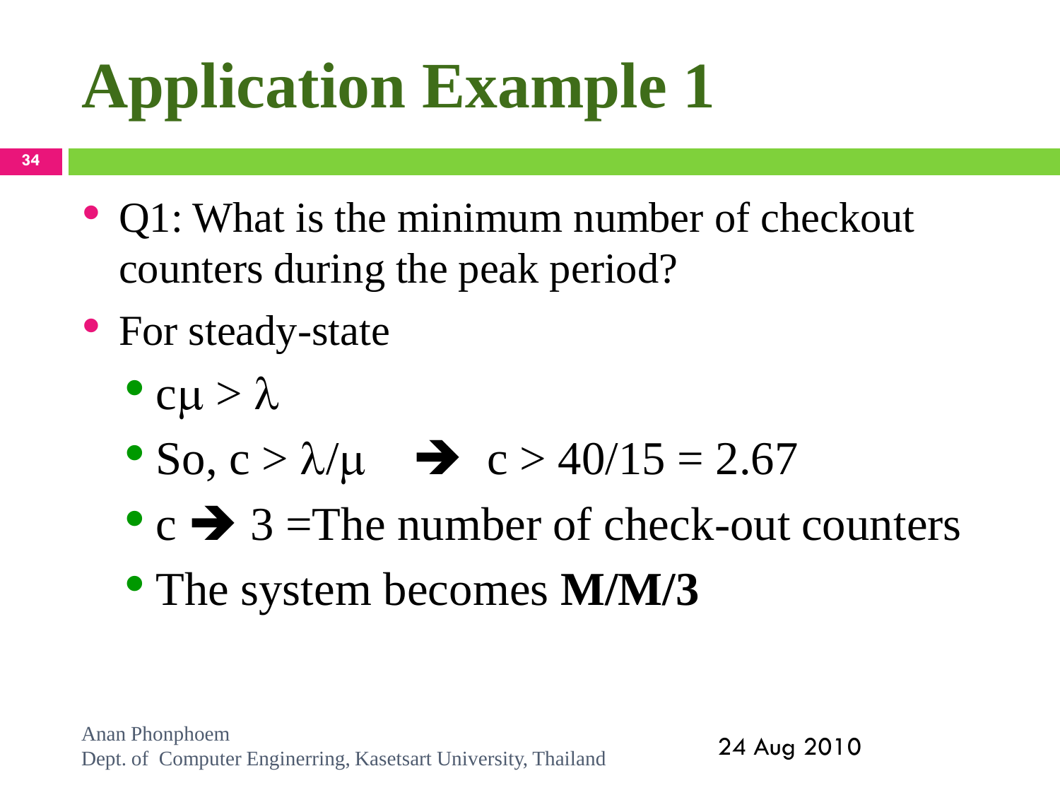# Application Example 1

- Q1: What is the minimum number of checkout counters during the peak period?
- For steady-state
  - $c\mu > \lambda$
  - So, $c > \lambda/\mu$ ➔ $c > 40/15 = 2.67$
  - c ➔ 3 =The number of check-out counters
  - The system becomes **M/M/3**

Anan Phonphoem
Dept. of Computer Enginerring, Kasetsart University, Thailand

24 Aug 2010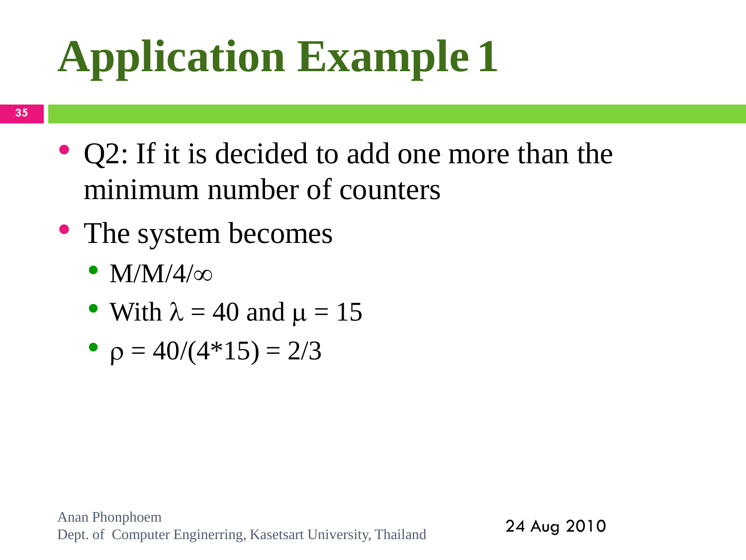# Application Example 1

- Q2: If it is decided to add one more than the minimum number of counters
- The system becomes
  - $M/M/4/\infty$
  - With $\lambda = 40$ and $\mu = 15$
  - $\rho = 40/(4*15) = 2/3$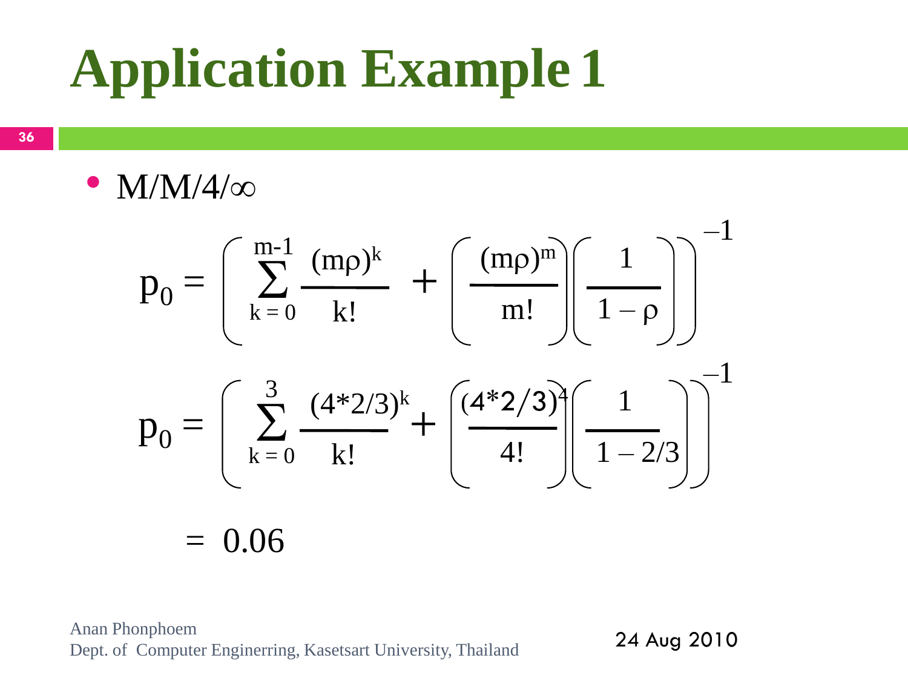# Application Example 1

- M/M/4/∞

$$p_0 = \left( \sum_{k=0}^{m-1} \frac{(m\rho)^k}{k!} + \left( \frac{(m\rho)^m}{m!} \right) \left( \frac{1}{1-\rho} \right) \right)^{-1}$$

$$p_0 = \left( \sum_{k=0}^{3} \frac{(4*2/3)^k}{k!} + \left( \frac{(4*2/3)^4}{4!} \right) \left( \frac{1}{1-2/3} \right) \right)^{-1}$$

$$= 0.06$$

Anan Phonphoem
Dept. of Computer Enginerring, Kasetsart University, Thailand

24 Aug 2010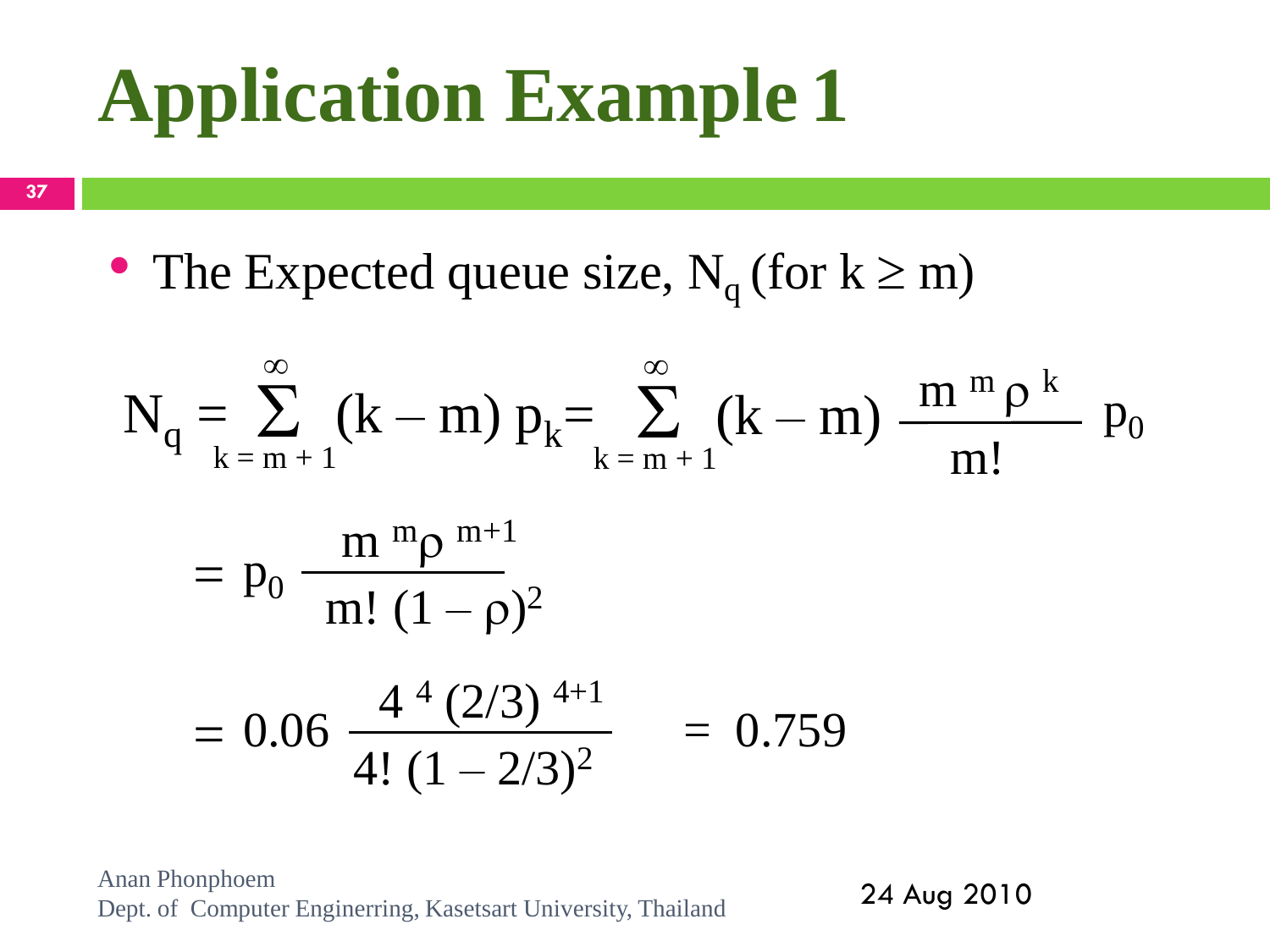# Application Example 1

- The Expected queue size, $N_q$ (for $k \geq m$)

$$N_q = \sum_{k=m+1}^{\infty} (k - m)\, p_k = \sum_{k=m+1}^{\infty} (k - m) \frac{m^m \rho^k}{m!} p_0$$

$$= p_0 \frac{m^m \rho^{m+1}}{m!\,(1 - \rho)^2}$$

$$= 0.06 \frac{4^4 (2/3)^{4+1}}{4!\,(1 - 2/3)^2} = 0.759$$

Anan Phonphoem
Dept. of Computer Enginerring, Kasetsart University, Thailand

24 Aug 2010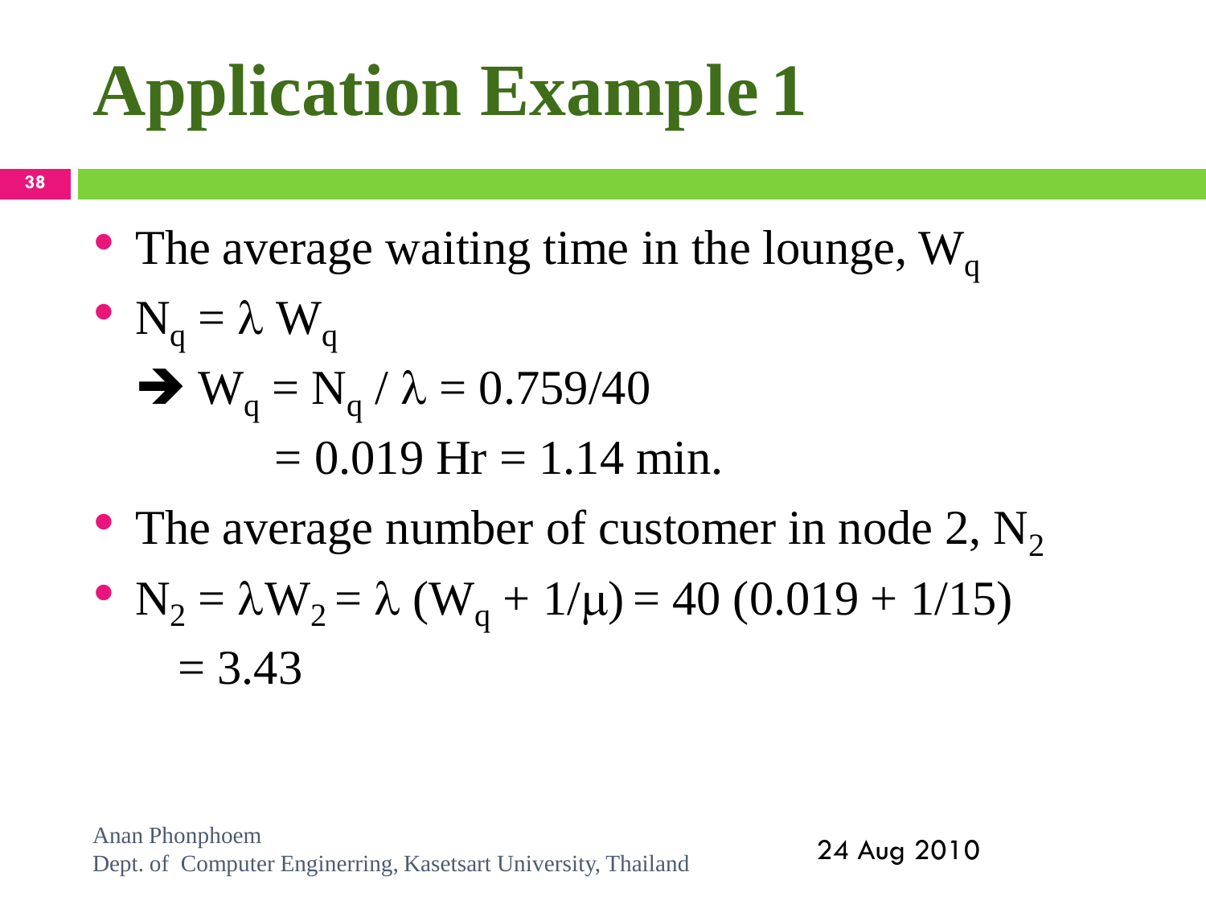# Application Example 1

- The average waiting time in the lounge, $W_q$
- $N_q = \lambda W_q$

  ➔ $W_q = N_q / \lambda = 0.759/40$

  $= 0.019$ Hr $= 1.14$ min.
- The average number of customer in node 2, $N_2$
- $N_2 = \lambda W_2 = \lambda (W_q + 1/\mu) = 40 (0.019 + 1/15)$

  $= 3.43$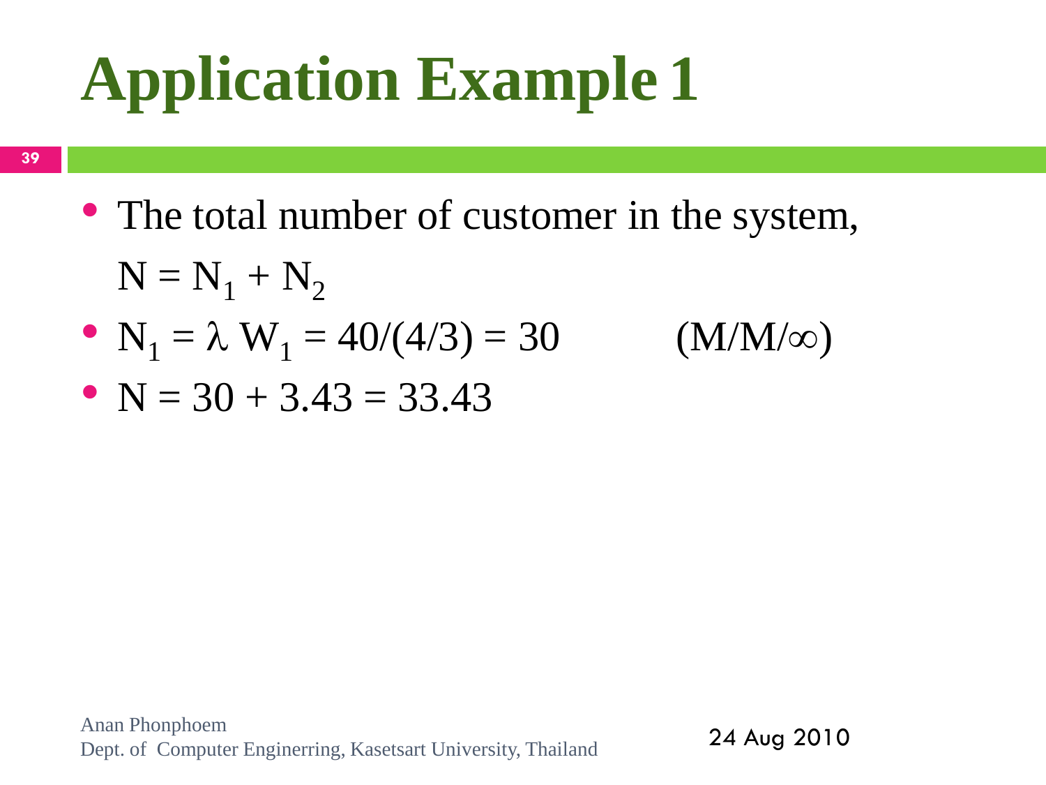# Application Example 1

- The total number of customer in the system,
  $N = N_1 + N_2$
- $N_1 = \lambda W_1 = 40/(4/3) = 30$ (M/M/∞)
- $N = 30 + 3.43 = 33.43$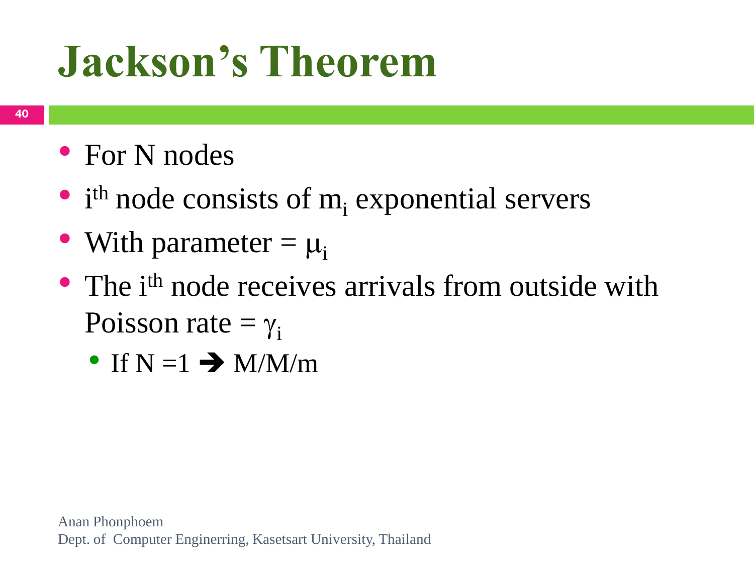# Jackson's Theorem

- For N nodes
- $i^{th}$ node consists of $m_i$ exponential servers
- With parameter = $\mu_i$
- The $i^{th}$ node receives arrivals from outside with Poisson rate = $\gamma_i$
  - If N =1 ➔ M/M/m

Anan Phonphoem
Dept. of Computer Enginerring, Kasetsart University, Thailand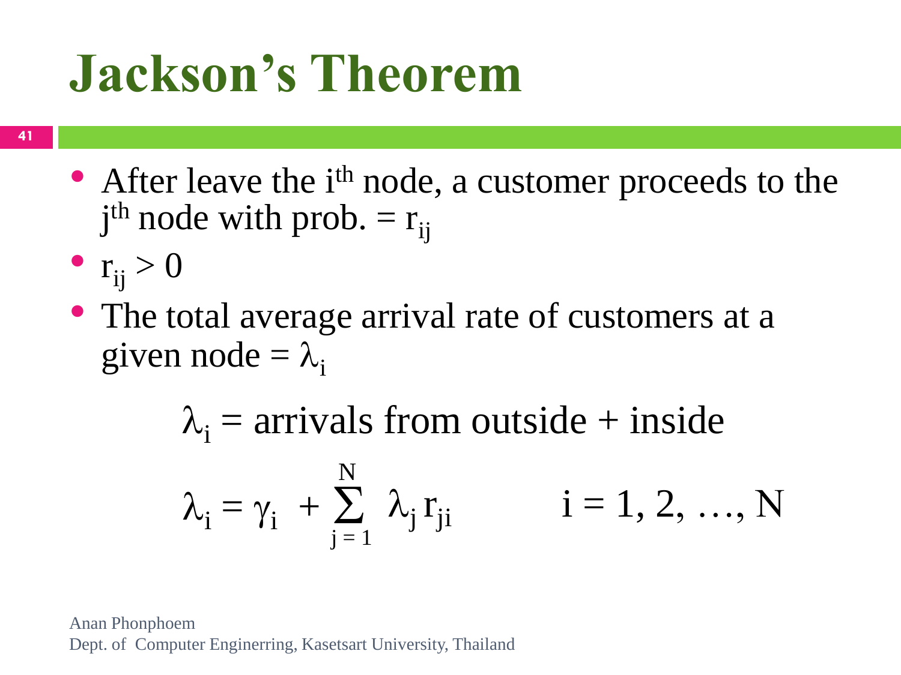# Jackson's Theorem

- After leave the $i^{th}$ node, a customer proceeds to the $j^{th}$ node with prob. = $r_{ij}$
- $r_{ij} > 0$
- The total average arrival rate of customers at a given node = $\lambda_i$

$$\lambda_i = \text{arrivals from outside + inside}$$

$$\lambda_i = \gamma_i + \sum_{j=1}^{N} \lambda_j r_{ji} \qquad i = 1, 2, \ldots, N$$

Anan Phonphoem
Dept. of Computer Enginerring, Kasetsart University, Thailand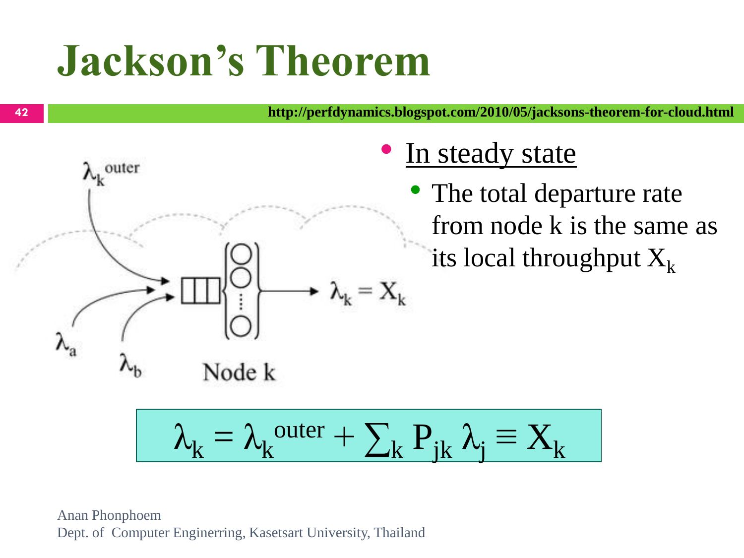# Jackson's Theorem

http://perfdynamics.blogspot.com/2010/05/jacksons-theorem-for-cloud.html

- <u>In steady state</u>
  - The total departure rate from node k is the same as its local throughput $X_k$

$$\lambda_k = \lambda_k^{outer} + \sum_k P_{jk}\,\lambda_j \equiv X_k$$

Anan Phonphoem
Dept. of Computer Enginerring, Kasetsart University, Thailand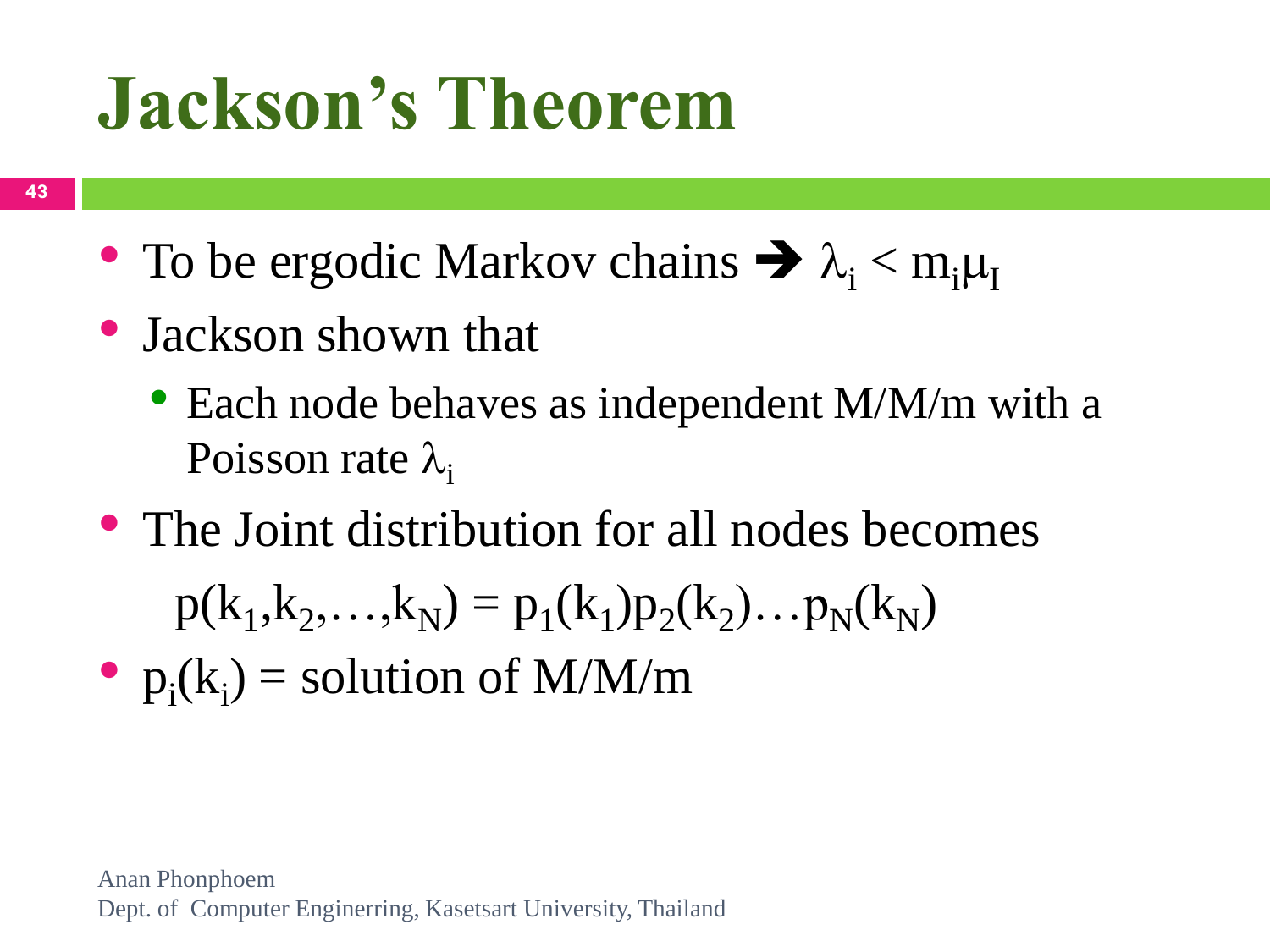# Jackson's Theorem

- To be ergodic Markov chains ➔ $\lambda_i < m_i \mu_I$
- Jackson shown that
  - Each node behaves as independent M/M/m with a Poisson rate $\lambda_i$
- The Joint distribution for all nodes becomes

$$p(k_1, k_2, \ldots, k_N) = p_1(k_1) p_2(k_2) \ldots p_N(k_N)$$

- $p_i(k_i)$ = solution of M/M/m

Anan Phonphoem
Dept. of Computer Enginerring, Kasetsart University, Thailand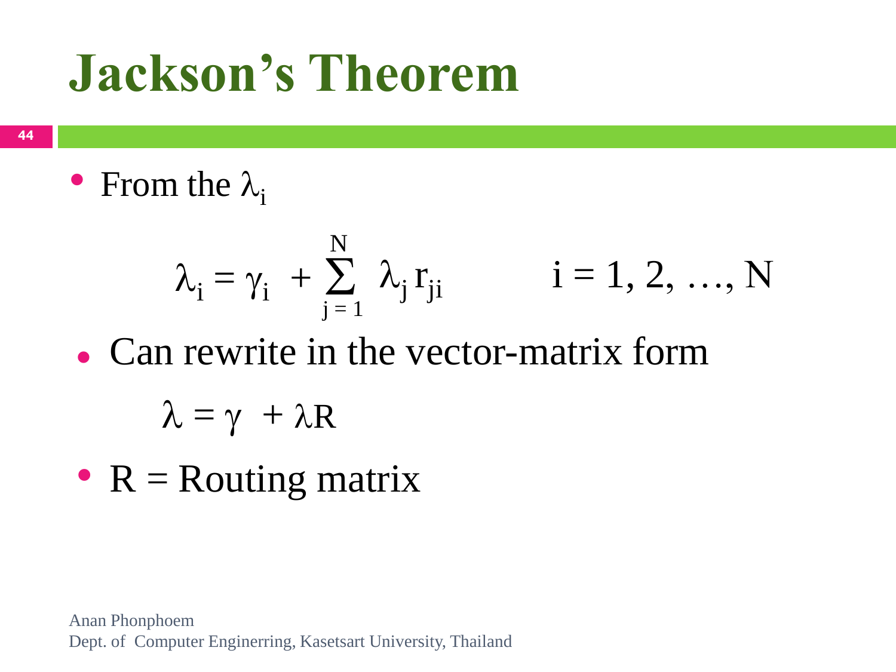# Jackson's Theorem

- From the $\lambda_i$

$$\lambda_i = \gamma_i + \sum_{j=1}^{N} \lambda_j r_{ji} \qquad i = 1, 2, \ldots, N$$

- Can rewrite in the vector-matrix form

$$\lambda = \gamma + \lambda R$$

- R = Routing matrix

Anan Phonphoem
Dept. of Computer Enginerring, Kasetsart University, Thailand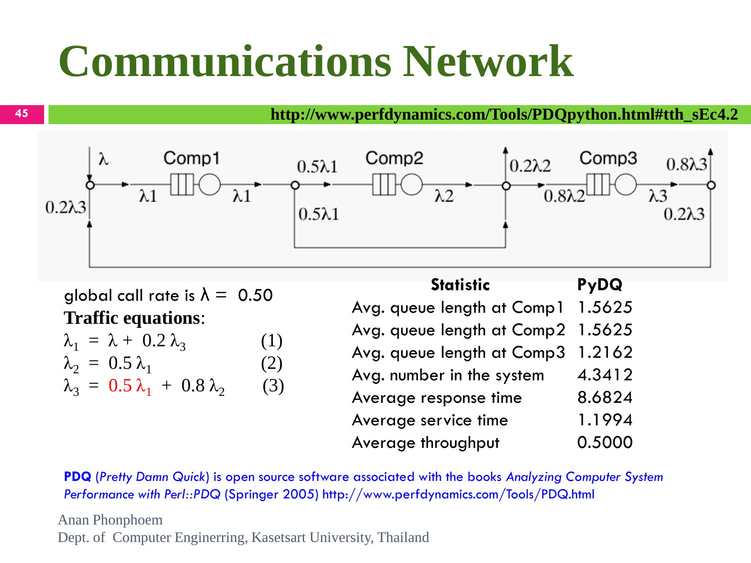# Communications Network

http://www.perfdynamics.com/Tools/PDQpython.html#tth_sEc4.2

global call rate is $\lambda = 0.50$

**Traffic equations**:

$$\lambda_1 = \lambda + 0.2\,\lambda_3 \qquad (1)$$

$$\lambda_2 = 0.5\,\lambda_1 \qquad (2)$$

$$\lambda_3 = 0.5\,\lambda_1 + 0.8\,\lambda_2 \qquad (3)$$

| Statistic | PyDQ |
|---|---|
| Avg. queue length at Comp1 | 1.5625 |
| Avg. queue length at Comp2 | 1.5625 |
| Avg. queue length at Comp3 | 1.2162 |
| Avg. number in the system | 4.3412 |
| Average response time | 8.6824 |
| Average service time | 1.1994 |
| Average throughput | 0.5000 |

**PDQ** (*Pretty Damn Quick*) is open source software associated with the books *Analyzing Computer System Performance with Perl::PDQ* (Springer 2005) http://www.perfdynamics.com/Tools/PDQ.html

Anan Phonphoem
Dept. of Computer Enginerring, Kasetsart University, Thailand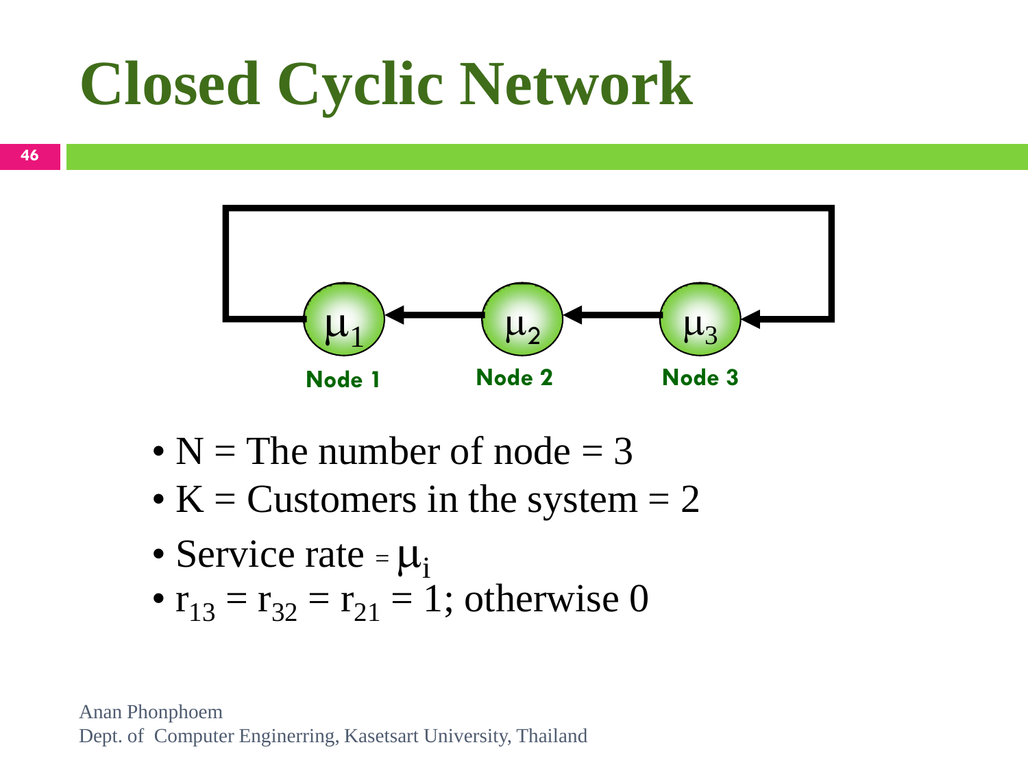# Closed Cyclic Network

- N = The number of node = 3
- K = Customers in the system = 2
- Service rate = $\mu_i$
- $r_{13} = r_{32} = r_{21} = 1$; otherwise 0

Anan Phonphoem
Dept. of Computer Enginerring, Kasetsart University, Thailand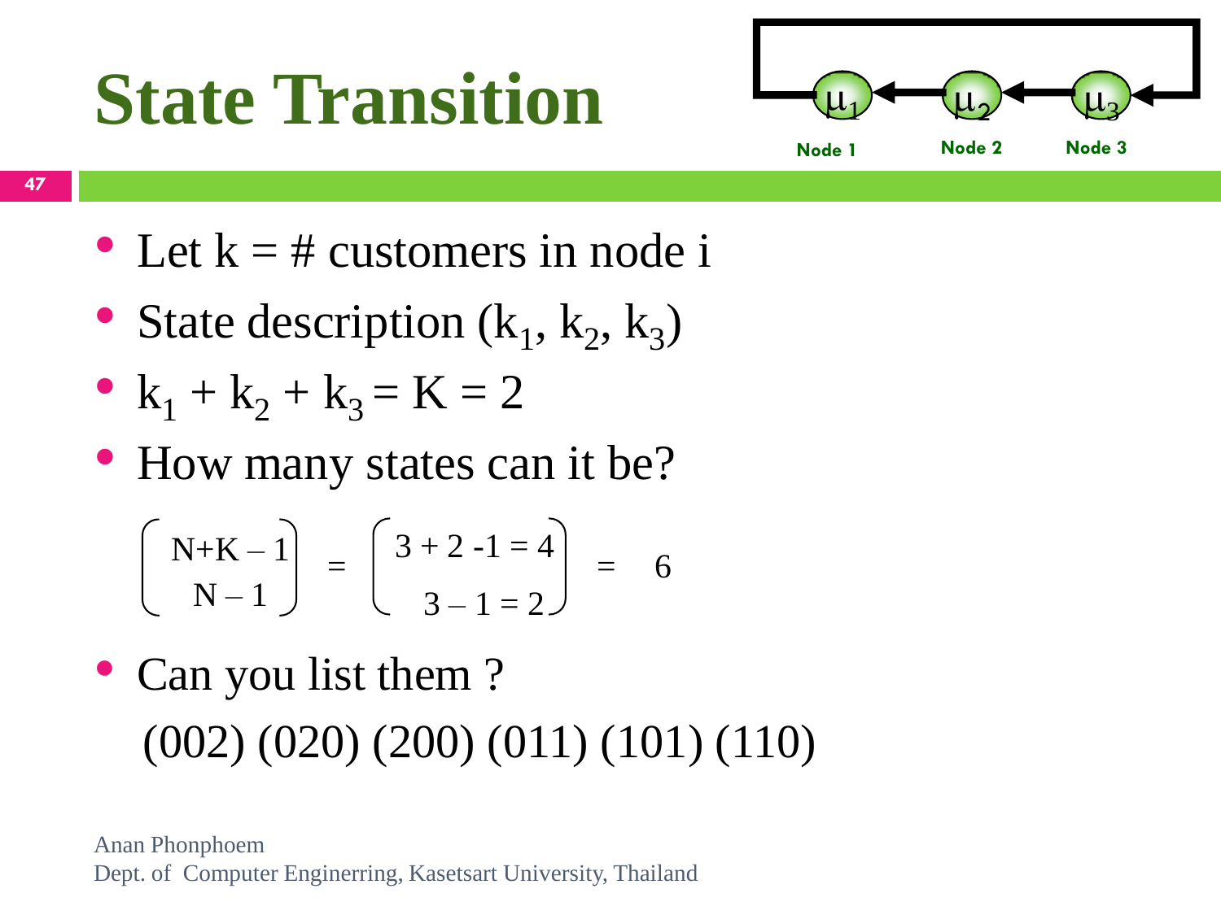# State Transition

Node 1 Node 2 Node 3

- Let k = # customers in node i
- State description $(k_1, k_2, k_3)$
- $k_1 + k_2 + k_3 = K = 2$
- How many states can it be?

$$\binom{N+K-1}{N-1} = \binom{3+2-1=4}{3-1=2} = 6$$

- Can you list them ?

  (002) (020) (200) (011) (101) (110)

Anan Phonphoem
Dept. of Computer Enginerring, Kasetsart University, Thailand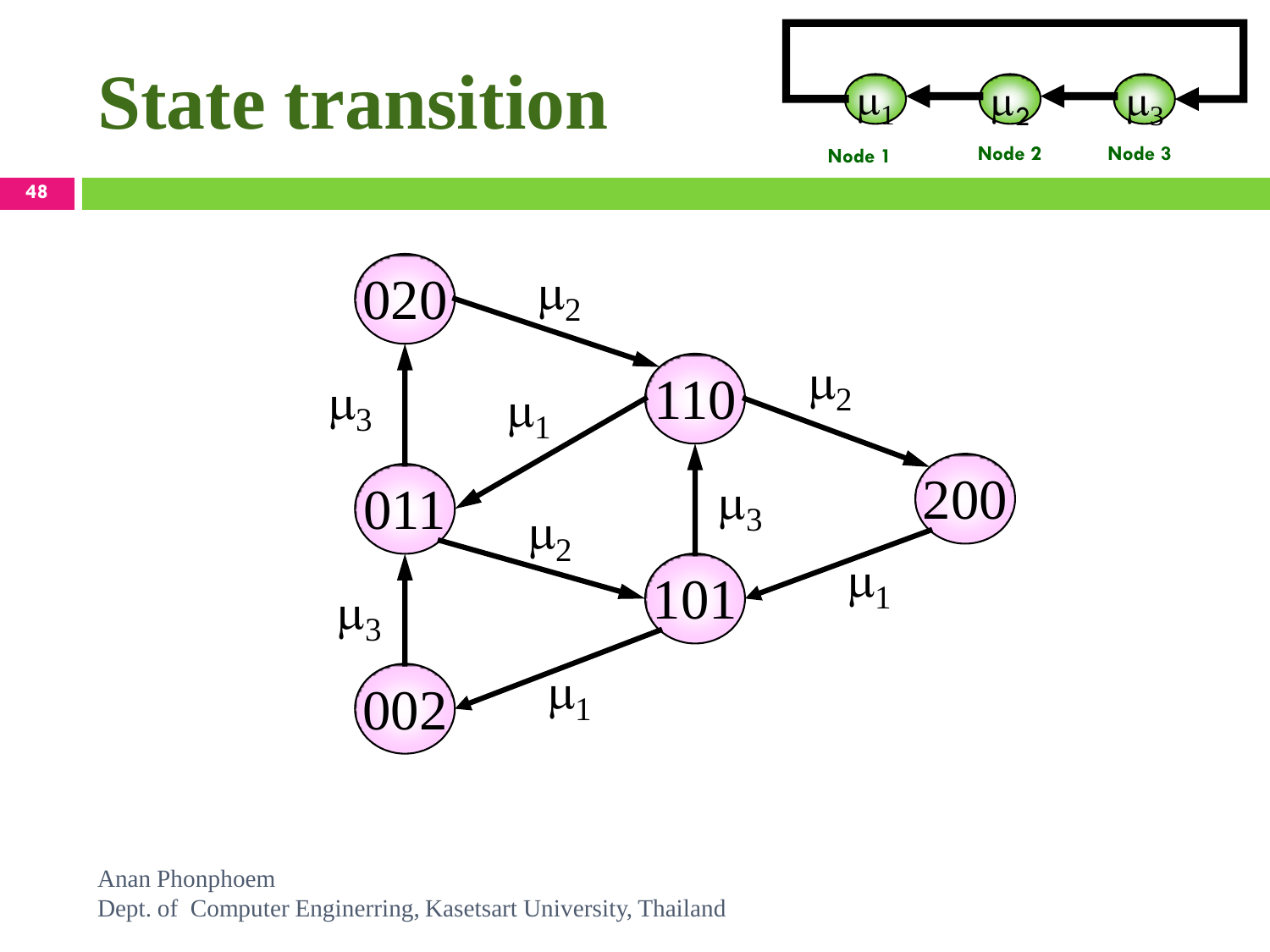# State transition

Node 1 ($\mu_1$) ← Node 2 ($\mu_2$) ← Node 3 ($\mu_3$) ← Node 1

State transitions:

- 020 → 110: $\mu_2$
- 110 → 200: $\mu_2$
- 110 → 011: $\mu_1$
- 011 → 020: $\mu_3$
- 011 → 101: $\mu_2$
- 101 → 110: $\mu_3$
- 200 → 101: $\mu_1$
- 101 → 002: $\mu_1$
- 002 → 011: $\mu_3$

Anan Phonphoem
Dept. of Computer Enginerring, Kasetsart University, Thailand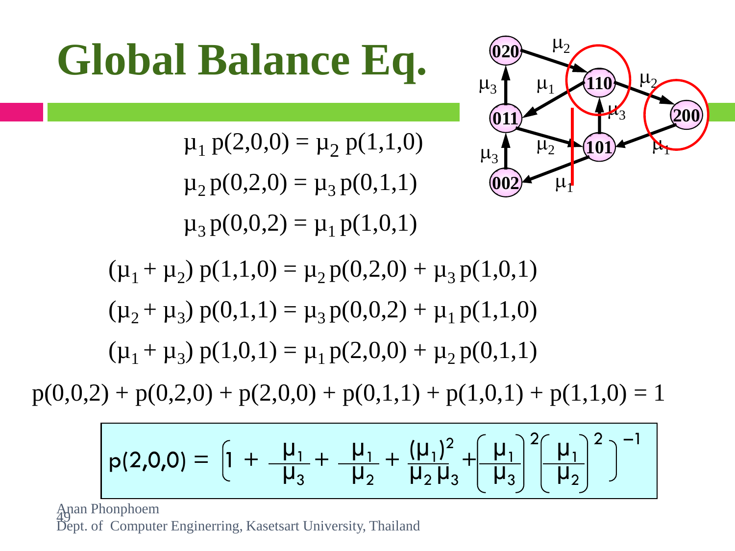# Global Balance Eq.

$$\mu_1\, p(2,0,0) = \mu_2\, p(1,1,0)$$

$$\mu_2\, p(0,2,0) = \mu_3\, p(0,1,1)$$

$$\mu_3\, p(0,0,2) = \mu_1\, p(1,0,1)$$

$$(\mu_1 + \mu_2)\, p(1,1,0) = \mu_2\, p(0,2,0) + \mu_3\, p(1,0,1)$$

$$(\mu_2 + \mu_3)\, p(0,1,1) = \mu_3\, p(0,0,2) + \mu_1\, p(1,1,0)$$

$$(\mu_1 + \mu_3)\, p(1,0,1) = \mu_1\, p(2,0,0) + \mu_2\, p(0,1,1)$$

$$p(0,0,2) + p(0,2,0) + p(2,0,0) + p(0,1,1) + p(1,0,1) + p(1,1,0) = 1$$

$$p(2,0,0) = \left[1 + \frac{\mu_1}{\mu_3} + \frac{\mu_1}{\mu_2} + \frac{(\mu_1)^2}{\mu_2\,\mu_3} + \left(\frac{\mu_1}{\mu_3}\right)^2 \left(\frac{\mu_1}{\mu_2}\right)^2\right]^{-1}$$

Anan Phonphoem
Dept. of Computer Enginerring, Kasetsart University, Thailand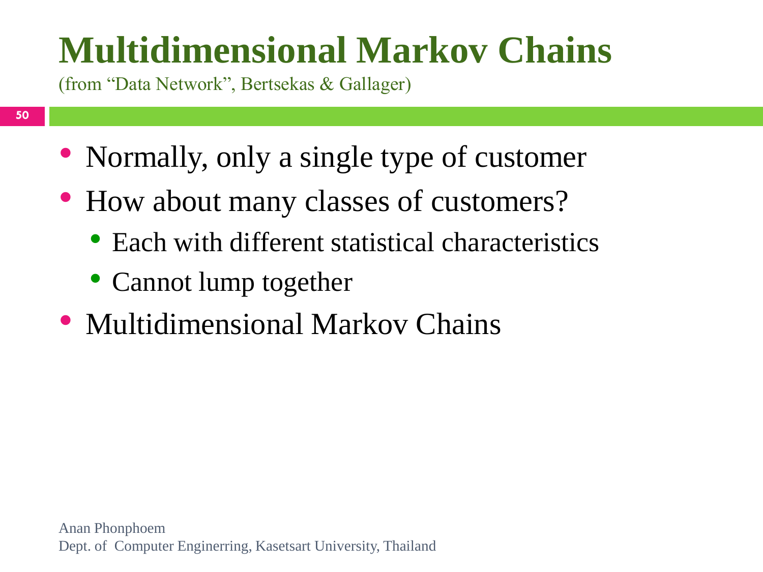# Multidimensional Markov Chains

(from "Data Network", Bertsekas & Gallager)

- Normally, only a single type of customer
- How about many classes of customers?
  - Each with different statistical characteristics
  - Cannot lump together
- Multidimensional Markov Chains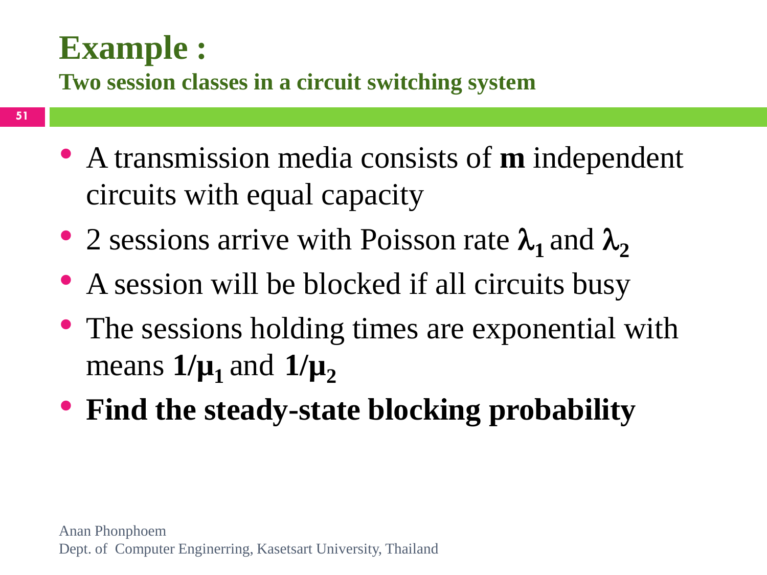# Example :

**Two session classes in a circuit switching system**

- A transmission media consists of **m** independent circuits with equal capacity
- 2 sessions arrive with Poisson rate $\lambda_1$ and $\lambda_2$
- A session will be blocked if all circuits busy
- The sessions holding times are exponential with means $1/\mu_1$ and $1/\mu_2$
- **Find the steady-state blocking probability**

Anan Phonphoem
Dept. of Computer Enginerring, Kasetsart University, Thailand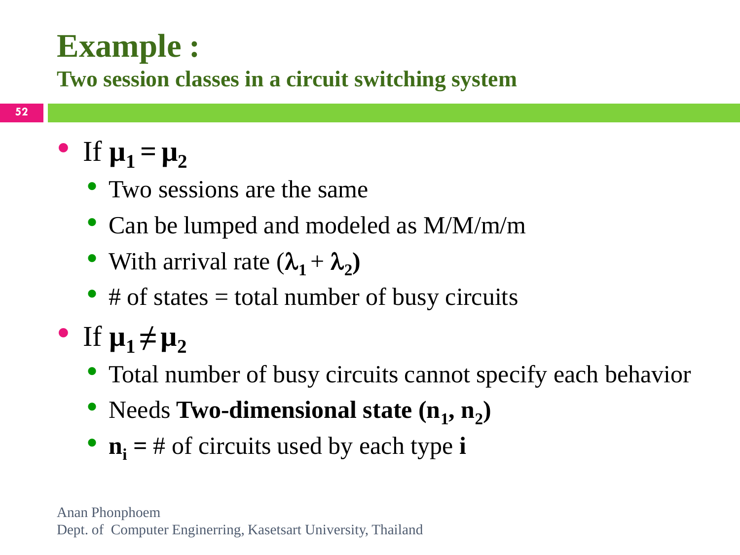# Example :

## Two session classes in a circuit switching system

- If $\mu_1 = \mu_2$
  - Two sessions are the same
  - Can be lumped and modeled as M/M/m/m
  - With arrival rate $(\lambda_1 + \lambda_2)$
  - # of states = total number of busy circuits
- If $\mu_1 \neq \mu_2$
  - Total number of busy circuits cannot specify each behavior
  - Needs **Two-dimensional state** $(n_1, n_2)$
  - $n_i$ = # of circuits used by each type **i**

Anan Phonphoem
Dept. of Computer Enginerring, Kasetsart University, Thailand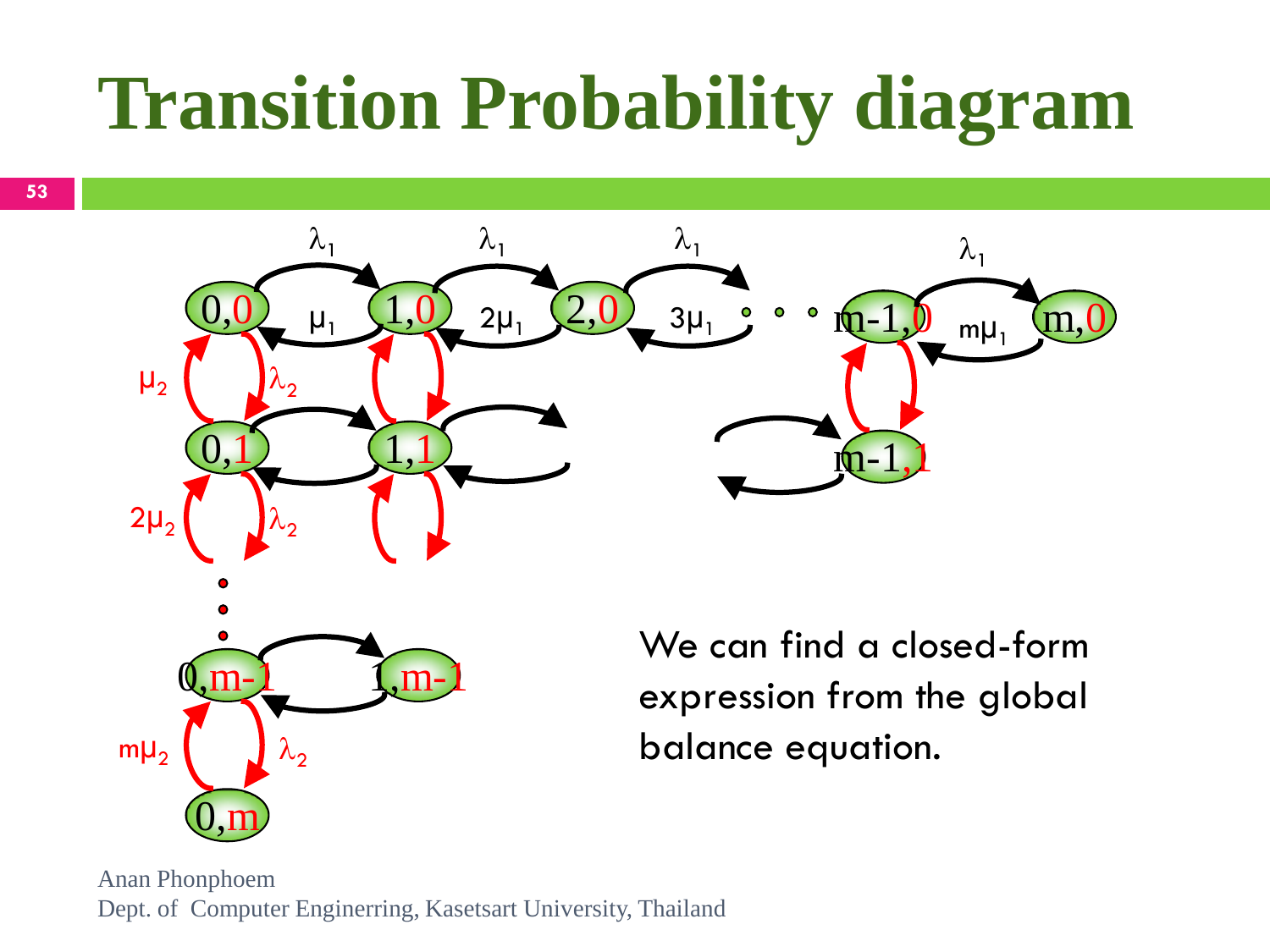# Transition Probability diagram

We can find a closed-form expression from the global balance equation.

Anan Phonphoem
Dept. of Computer Enginerring, Kasetsart University, Thailand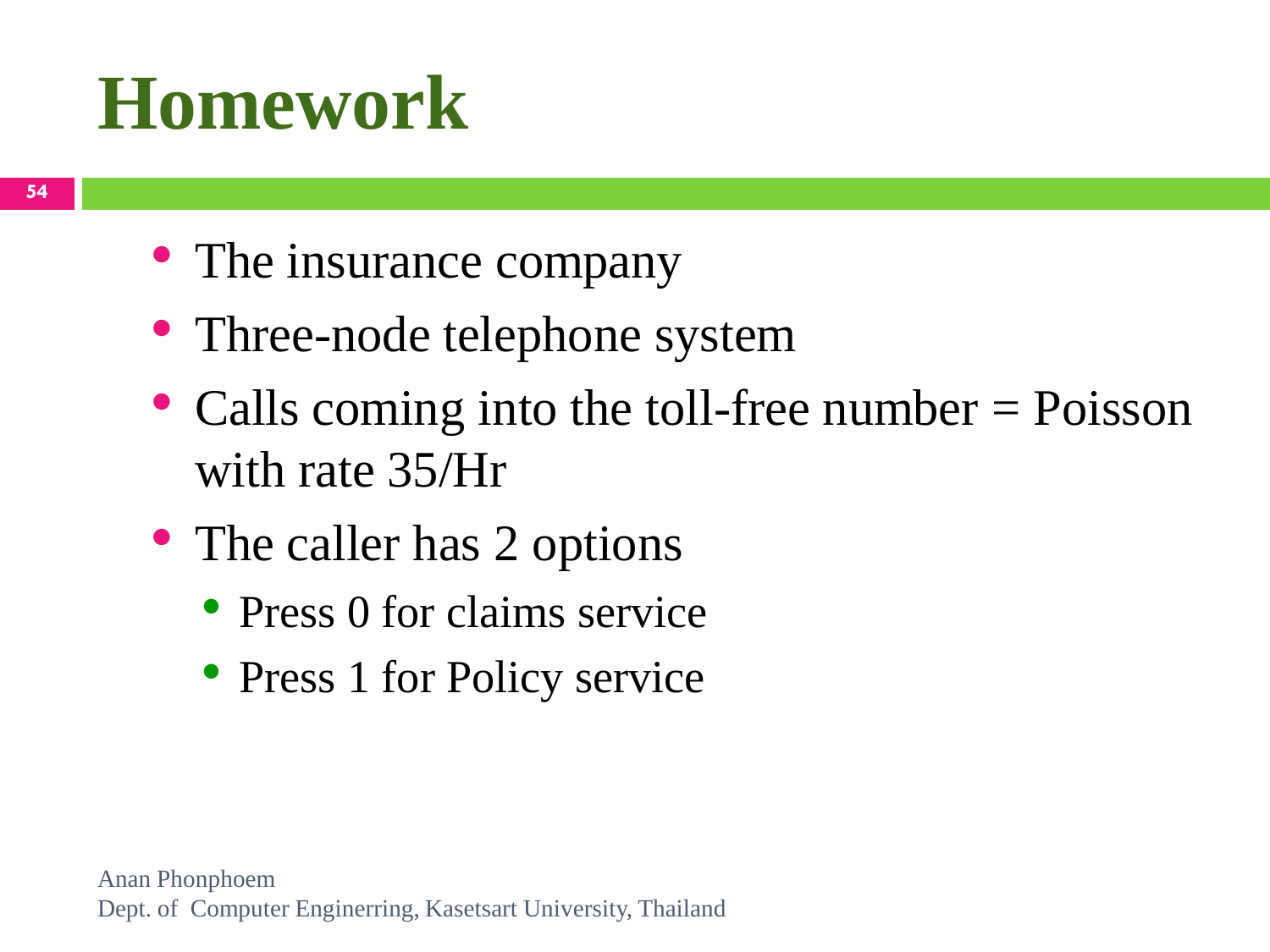# Homework

- The insurance company
- Three-node telephone system
- Calls coming into the toll-free number = Poisson with rate 35/Hr
- The caller has 2 options
  - Press 0 for claims service
  - Press 1 for Policy service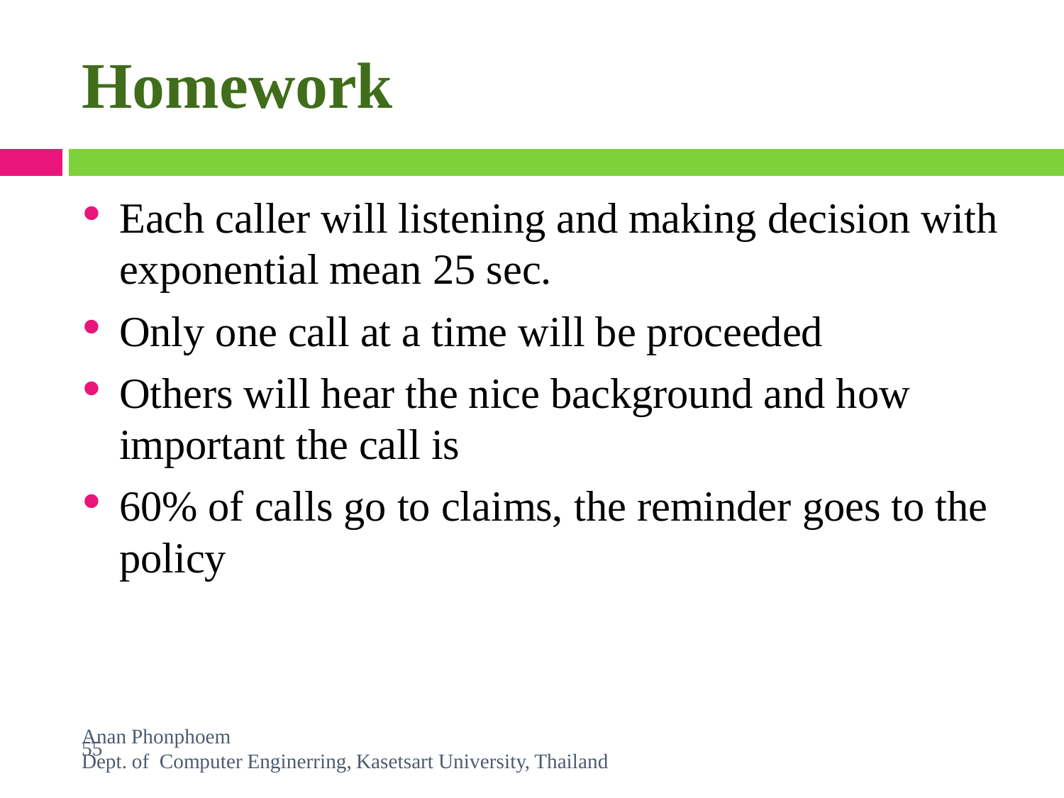# Homework

- Each caller will listening and making decision with exponential mean 25 sec.
- Only one call at a time will be proceeded
- Others will hear the nice background and how important the call is
- 60% of calls go to claims, the reminder goes to the policy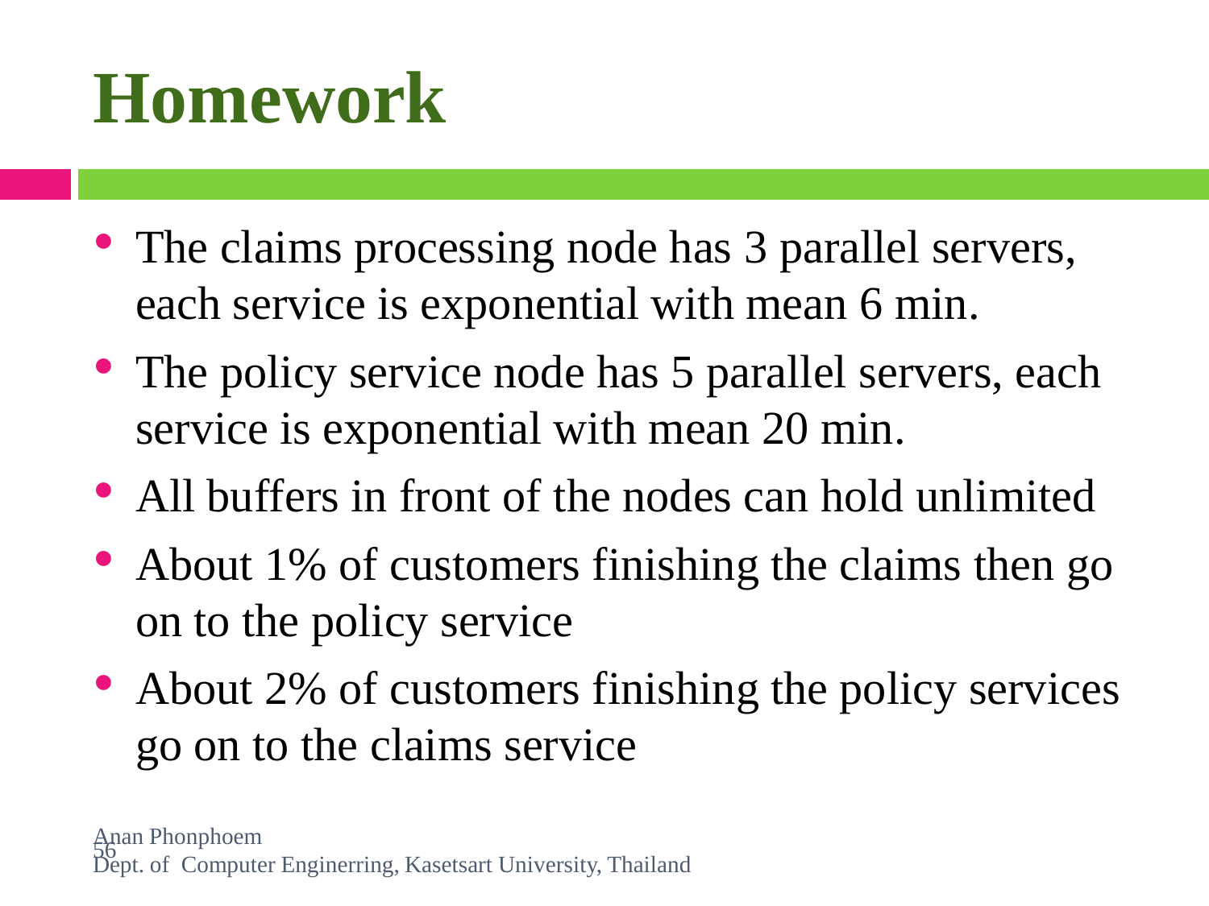# Homework

- The claims processing node has 3 parallel servers, each service is exponential with mean 6 min.
- The policy service node has 5 parallel servers, each service is exponential with mean 20 min.
- All buffers in front of the nodes can hold unlimited
- About 1% of customers finishing the claims then go on to the policy service
- About 2% of customers finishing the policy services go on to the claims service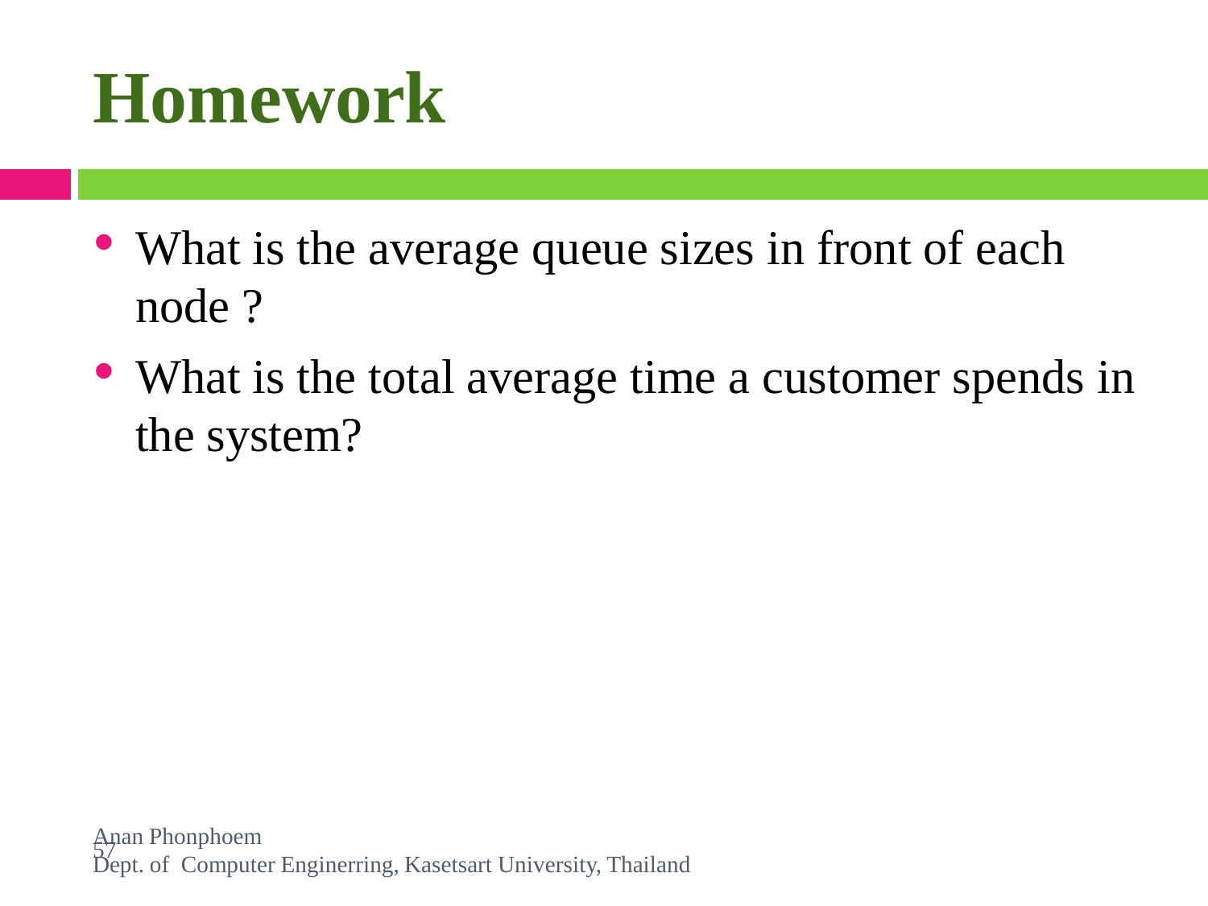# Homework

- What is the average queue sizes in front of each node ?
- What is the total average time a customer spends in the system?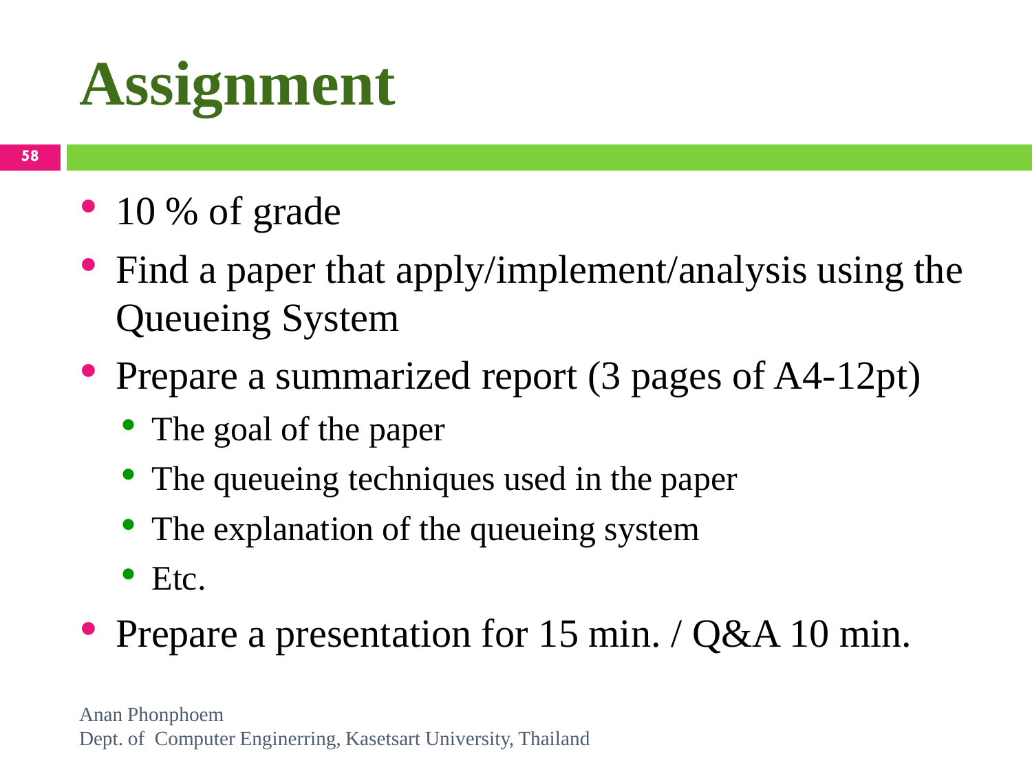# Assignment

- 10 % of grade
- Find a paper that apply/implement/analysis using the Queueing System
- Prepare a summarized report (3 pages of A4-12pt)
  - The goal of the paper
  - The queueing techniques used in the paper
  - The explanation of the queueing system
  - Etc.
- Prepare a presentation for 15 min. / Q&A 10 min.

Anan Phonphoem
Dept. of Computer Enginerring, Kasetsart University, Thailand